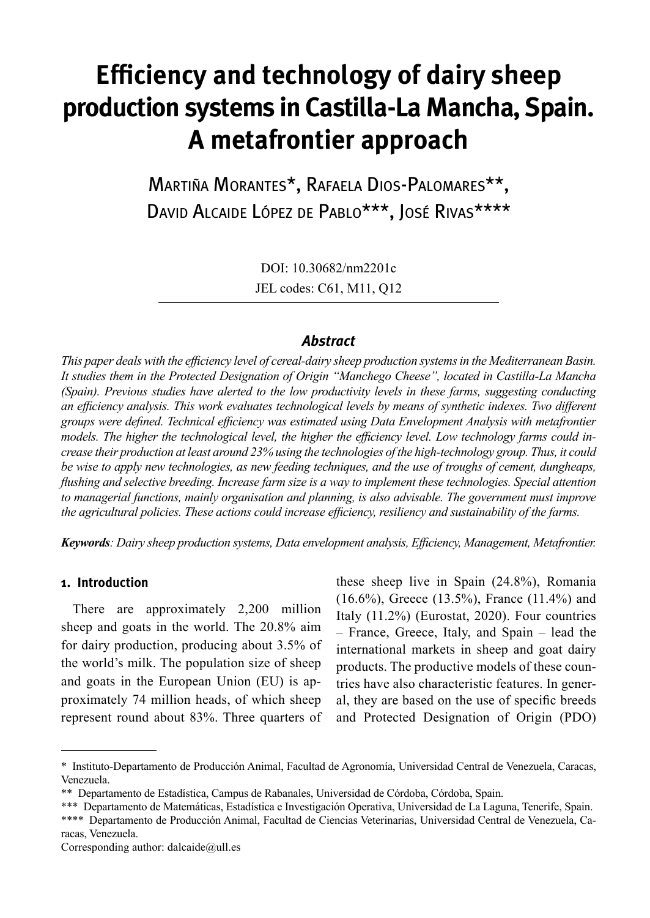# Efficiency and technology of dairy sheep production systems in Castilla-La Mancha, Spain. A metafrontier approach

Martiña Morantes*, Rafaela Dios-Palomares**, David Alcaide López de Pablo***, José Rivas****

DOI: 10.30682/nm2201c

JEL codes: C61, M11, Q12

### *Abstract*

*This paper deals with the efficiency level of cereal-dairy sheep production systems in the Mediterranean Basin. It studies them in the Protected Designation of Origin "Manchego Cheese", located in Castilla-La Mancha (Spain). Previous studies have alerted to the low productivity levels in these farms, suggesting conducting an efficiency analysis. This work evaluates technological levels by means of synthetic indexes. Two different groups were defined. Technical efficiency was estimated using Data Envelopment Analysis with metafrontier models. The higher the technological level, the higher the efficiency level. Low technology farms could increase their production at least around 23% using the technologies of the high-technology group. Thus, it could be wise to apply new technologies, as new feeding techniques, and the use of troughs of cement, dungheaps, flushing and selective breeding. Increase farm size is a way to implement these technologies. Special attention to managerial functions, mainly organisation and planning, is also advisable. The government must improve the agricultural policies. These actions could increase efficiency, resiliency and sustainability of the farms.*

***Keywords****: Dairy sheep production systems, Data envelopment analysis, Efficiency, Management, Metafrontier.*

## 1. Introduction

There are approximately 2,200 million sheep and goats in the world. The 20.8% aim for dairy production, producing about 3.5% of the world's milk. The population size of sheep and goats in the European Union (EU) is approximately 74 million heads, of which sheep represent round about 83%. Three quarters of these sheep live in Spain (24.8%), Romania (16.6%), Greece (13.5%), France (11.4%) and Italy (11.2%) (Eurostat, 2020). Four countries – France, Greece, Italy, and Spain – lead the international markets in sheep and goat dairy products. The productive models of these countries have also characteristic features. In general, they are based on the use of specific breeds and Protected Designation of Origin (PDO)

---

\* Instituto-Departamento de Producción Animal, Facultad de Agronomía, Universidad Central de Venezuela, Caracas, Venezuela.

\*\* Departamento de Estadística, Campus de Rabanales, Universidad de Córdoba, Córdoba, Spain.

\*\*\* Departamento de Matemáticas, Estadística e Investigación Operativa, Universidad de La Laguna, Tenerife, Spain.

\*\*\*\* Departamento de Producción Animal, Facultad de Ciencias Veterinarias, Universidad Central de Venezuela, Caracas, Venezuela.

Corresponding author: dalcaide@ull.es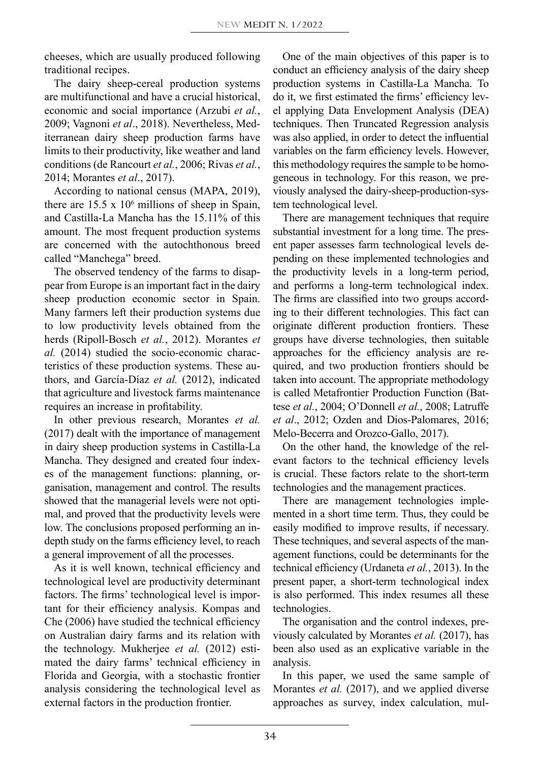cheeses, which are usually produced following traditional recipes.

The dairy sheep-cereal production systems are multifunctional and have a crucial historical, economic and social importance (Arzubi *et al.*, 2009; Vagnoni *et al*., 2018). Nevertheless, Mediterranean dairy sheep production farms have limits to their productivity, like weather and land conditions (de Rancourt *et al.*, 2006; Rivas *et al.*, 2014; Morantes *et al*., 2017).

According to national census (MAPA, 2019), there are 15.5 x $10^6$ millions of sheep in Spain, and Castilla-La Mancha has the 15.11% of this amount. The most frequent production systems are concerned with the autochthonous breed called "Manchega" breed.

The observed tendency of the farms to disappear from Europe is an important fact in the dairy sheep production economic sector in Spain. Many farmers left their production systems due to low productivity levels obtained from the herds (Ripoll-Bosch *et al.*, 2012). Morantes *et al.* (2014) studied the socio-economic characteristics of these production systems. These authors, and García-Díaz *et al.* (2012), indicated that agriculture and livestock farms maintenance requires an increase in profitability.

In other previous research, Morantes *et al.* (2017) dealt with the importance of management in dairy sheep production systems in Castilla-La Mancha. They designed and created four indexes of the management functions: planning, organisation, management and control. The results showed that the managerial levels were not optimal, and proved that the productivity levels were low. The conclusions proposed performing an in-depth study on the farms efficiency level, to reach a general improvement of all the processes.

As it is well known, technical efficiency and technological level are productivity determinant factors. The firms' technological level is important for their efficiency analysis. Kompas and Che (2006) have studied the technical efficiency on Australian dairy farms and its relation with the technology. Mukherjee *et al.* (2012) estimated the dairy farms' technical efficiency in Florida and Georgia, with a stochastic frontier analysis considering the technological level as external factors in the production frontier.

One of the main objectives of this paper is to conduct an efficiency analysis of the dairy sheep production systems in Castilla-La Mancha. To do it, we first estimated the firms' efficiency level applying Data Envelopment Analysis (DEA) techniques. Then Truncated Regression analysis was also applied, in order to detect the influential variables on the farm efficiency levels. However, this methodology requires the sample to be homogeneous in technology. For this reason, we previously analysed the dairy-sheep-production-system technological level.

There are management techniques that require substantial investment for a long time. The present paper assesses farm technological levels depending on these implemented technologies and the productivity levels in a long-term period, and performs a long-term technological index. The firms are classified into two groups according to their different technologies. This fact can originate different production frontiers. These groups have diverse technologies, then suitable approaches for the efficiency analysis are required, and two production frontiers should be taken into account. The appropriate methodology is called Metafrontier Production Function (Battese *et al.*, 2004; O'Donnell *et al.*, 2008; Latruffe *et al*., 2012; Ozden and Dios-Palomares, 2016; Melo-Becerra and Orozco-Gallo, 2017).

On the other hand, the knowledge of the relevant factors to the technical efficiency levels is crucial. These factors relate to the short-term technologies and the management practices.

There are management technologies implemented in a short time term. Thus, they could be easily modified to improve results, if necessary. These techniques, and several aspects of the management functions, could be determinants for the technical efficiency (Urdaneta *et al.*, 2013). In the present paper, a short-term technological index is also performed. This index resumes all these technologies.

The organisation and the control indexes, previously calculated by Morantes *et al.* (2017), has been also used as an explicative variable in the analysis.

In this paper, we used the same sample of Morantes *et al.* (2017), and we applied diverse approaches as survey, index calculation, mul-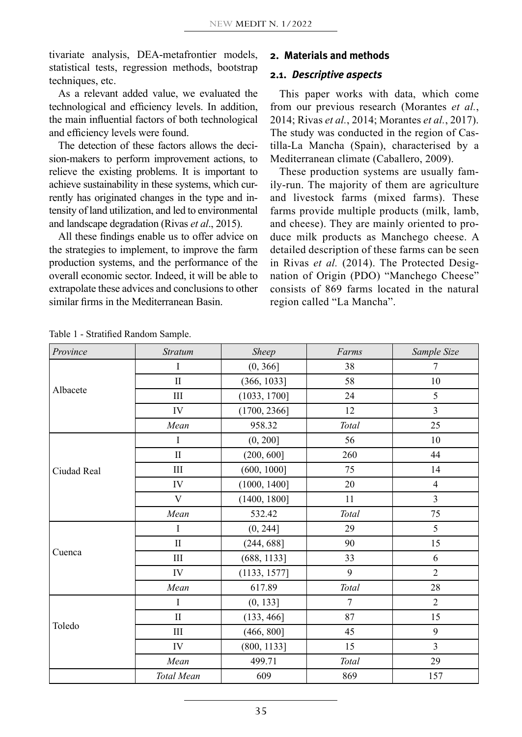tivariate analysis, DEA-metafrontier models, statistical tests, regression methods, bootstrap techniques, etc.

As a relevant added value, we evaluated the technological and efficiency levels. In addition, the main influential factors of both technological and efficiency levels were found.

The detection of these factors allows the decision-makers to perform improvement actions, to relieve the existing problems. It is important to achieve sustainability in these systems, which currently has originated changes in the type and intensity of land utilization, and led to environmental and landscape degradation (Rivas *et al*., 2015).

All these findings enable us to offer advice on the strategies to implement, to improve the farm production systems, and the performance of the overall economic sector. Indeed, it will be able to extrapolate these advices and conclusions to other similar firms in the Mediterranean Basin.

## 2. Materials and methods

### 2.1. *Descriptive aspects*

This paper works with data, which come from our previous research (Morantes *et al.*, 2014; Rivas *et al.*, 2014; Morantes *et al.*, 2017). The study was conducted in the region of Castilla-La Mancha (Spain), characterised by a Mediterranean climate (Caballero, 2009).

These production systems are usually family-run. The majority of them are agriculture and livestock farms (mixed farms). These farms provide multiple products (milk, lamb, and cheese). They are mainly oriented to produce milk products as Manchego cheese. A detailed description of these farms can be seen in Rivas *et al.* (2014). The Protected Designation of Origin (PDO) "Manchego Cheese" consists of 869 farms located in the natural region called "La Mancha".

Table 1 - Stratified Random Sample.

| *Province* | *Stratum* | *Sheep* | *Farms* | *Sample Size* |
|---|---|---|---|---|
| Albacete | I | (0, 366] | 38 | 7 |
| | II | (366, 1033] | 58 | 10 |
| | III | (1033, 1700] | 24 | 5 |
| | IV | (1700, 2366] | 12 | 3 |
| | *Mean* | 958.32 | *Total* | 25 |
| Ciudad Real | I | (0, 200] | 56 | 10 |
| | II | (200, 600] | 260 | 44 |
| | III | (600, 1000] | 75 | 14 |
| | IV | (1000, 1400] | 20 | 4 |
| | V | (1400, 1800] | 11 | 3 |
| | *Mean* | 532.42 | *Total* | 75 |
| Cuenca | I | (0, 244] | 29 | 5 |
| | II | (244, 688] | 90 | 15 |
| | III | (688, 1133] | 33 | 6 |
| | IV | (1133, 1577] | 9 | 2 |
| | *Mean* | 617.89 | *Total* | 28 |
| Toledo | I | (0, 133] | 7 | 2 |
| | II | (133, 466] | 87 | 15 |
| | III | (466, 800] | 45 | 9 |
| | IV | (800, 1133] | 15 | 3 |
| | *Mean* | 499.71 | *Total* | 29 |
| | *Total Mean* | 609 | 869 | 157 |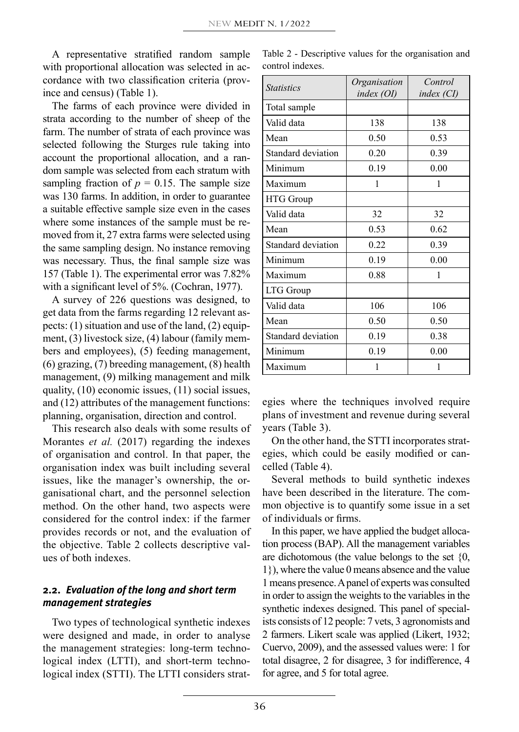A representative stratified random sample with proportional allocation was selected in accordance with two classification criteria (province and census) (Table 1).

The farms of each province were divided in strata according to the number of sheep of the farm. The number of strata of each province was selected following the Sturges rule taking into account the proportional allocation, and a random sample was selected from each stratum with sampling fraction of $p = 0.15$. The sample size was 130 farms. In addition, in order to guarantee a suitable effective sample size even in the cases where some instances of the sample must be removed from it, 27 extra farms were selected using the same sampling design. No instance removing was necessary. Thus, the final sample size was 157 (Table 1). The experimental error was 7.82% with a significant level of 5%. (Cochran, 1977).

A survey of 226 questions was designed, to get data from the farms regarding 12 relevant aspects: (1) situation and use of the land, (2) equipment, (3) livestock size, (4) labour (family members and employees), (5) feeding management, (6) grazing, (7) breeding management, (8) health management, (9) milking management and milk quality, (10) economic issues, (11) social issues, and (12) attributes of the management functions: planning, organisation, direction and control.

This research also deals with some results of Morantes *et al.* (2017) regarding the indexes of organisation and control. In that paper, the organisation index was built including several issues, like the manager's ownership, the organisational chart, and the personnel selection method. On the other hand, two aspects were considered for the control index: if the farmer provides records or not, and the evaluation of the objective. Table 2 collects descriptive values of both indexes.

Table 2 - Descriptive values for the organisation and control indexes.

| *Statistics* | *Organisation index (OI)* | *Control index (CI)* |
|---|---|---|
| Total sample | | |
| Valid data | 138 | 138 |
| Mean | 0.50 | 0.53 |
| Standard deviation | 0.20 | 0.39 |
| Minimum | 0.19 | 0.00 |
| Maximum | 1 | 1 |
| HTG Group | | |
| Valid data | 32 | 32 |
| Mean | 0.53 | 0.62 |
| Standard deviation | 0.22 | 0.39 |
| Minimum | 0.19 | 0.00 |
| Maximum | 0.88 | 1 |
| LTG Group | | |
| Valid data | 106 | 106 |
| Mean | 0.50 | 0.50 |
| Standard deviation | 0.19 | 0.38 |
| Minimum | 0.19 | 0.00 |
| Maximum | 1 | 1 |

### 2.2. *Evaluation of the long and short term management strategies*

Two types of technological synthetic indexes were designed and made, in order to analyse the management strategies: long-term technological index (LTTI), and short-term technological index (STTI). The LTTI considers strategies where the techniques involved require plans of investment and revenue during several years (Table 3).

On the other hand, the STTI incorporates strategies, which could be easily modified or cancelled (Table 4).

Several methods to build synthetic indexes have been described in the literature. The common objective is to quantify some issue in a set of individuals or firms.

In this paper, we have applied the budget allocation process (BAP). All the management variables are dichotomous (the value belongs to the set {0, 1}), where the value 0 means absence and the value 1 means presence. A panel of experts was consulted in order to assign the weights to the variables in the synthetic indexes designed. This panel of specialists consists of 12 people: 7 vets, 3 agronomists and 2 farmers. Likert scale was applied (Likert, 1932; Cuervo, 2009), and the assessed values were: 1 for total disagree, 2 for disagree, 3 for indifference, 4 for agree, and 5 for total agree.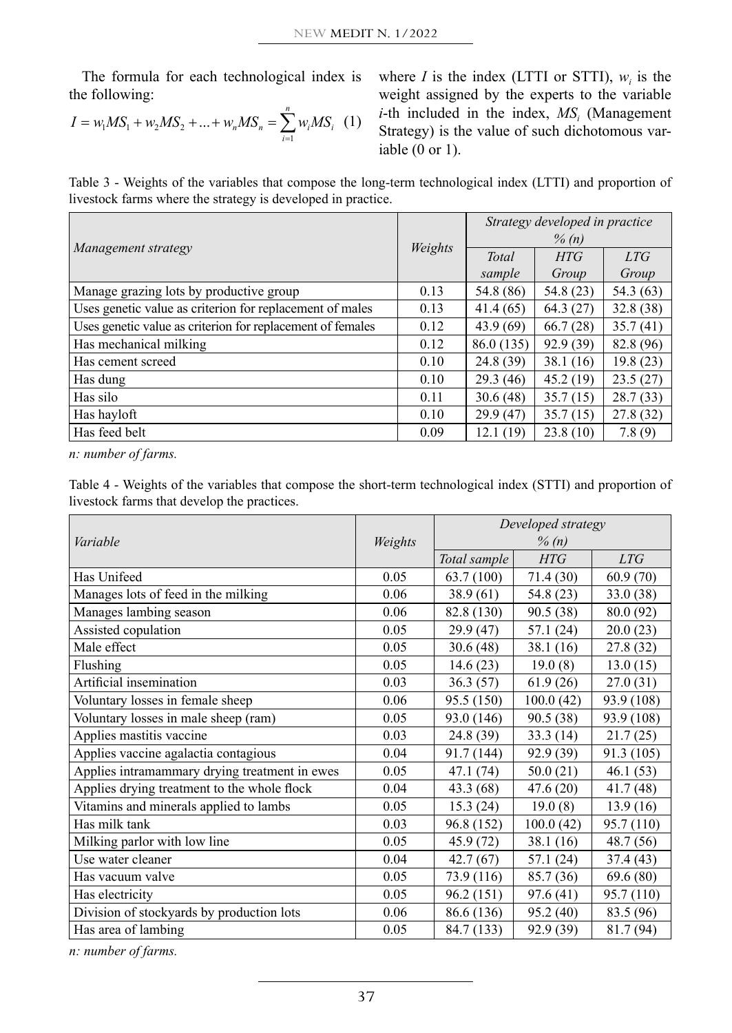The formula for each technological index is the following:

$$I = w_1 MS_1 + w_2 MS_2 + \ldots + w_n MS_n = \sum_{i=1}^{n} w_i MS_i \quad (1)$$

where $I$ is the index (LTTI or STTI), $w_i$ is the weight assigned by the experts to the variable $i$-th included in the index, $MS_i$ (Management Strategy) is the value of such dichotomous variable (0 or 1).

Table 3 - Weights of the variables that compose the long-term technological index (LTTI) and proportion of livestock farms where the strategy is developed in practice.

| *Management strategy* | *Weights* | *Strategy developed in practice % (n)* | | |
|---|---|---|---|---|
| | | *Total sample* | *HTG Group* | *LTG Group* |
| Manage grazing lots by productive group | 0.13 | 54.8 (86) | 54.8 (23) | 54.3 (63) |
| Uses genetic value as criterion for replacement of males | 0.13 | 41.4 (65) | 64.3 (27) | 32.8 (38) |
| Uses genetic value as criterion for replacement of females | 0.12 | 43.9 (69) | 66.7 (28) | 35.7 (41) |
| Has mechanical milking | 0.12 | 86.0 (135) | 92.9 (39) | 82.8 (96) |
| Has cement screed | 0.10 | 24.8 (39) | 38.1 (16) | 19.8 (23) |
| Has dung | 0.10 | 29.3 (46) | 45.2 (19) | 23.5 (27) |
| Has silo | 0.11 | 30.6 (48) | 35.7 (15) | 28.7 (33) |
| Has hayloft | 0.10 | 29.9 (47) | 35.7 (15) | 27.8 (32) |
| Has feed belt | 0.09 | 12.1 (19) | 23.8 (10) | 7.8 (9) |

*n: number of farms.*

Table 4 - Weights of the variables that compose the short-term technological index (STTI) and proportion of livestock farms that develop the practices.

| *Variable* | *Weights* | *Developed strategy % (n)* | | |
|---|---|---|---|---|
| | | *Total sample* | *HTG* | *LTG* |
| Has Unifeed | 0.05 | 63.7 (100) | 71.4 (30) | 60.9 (70) |
| Manages lots of feed in the milking | 0.06 | 38.9 (61) | 54.8 (23) | 33.0 (38) |
| Manages lambing season | 0.06 | 82.8 (130) | 90.5 (38) | 80.0 (92) |
| Assisted copulation | 0.05 | 29.9 (47) | 57.1 (24) | 20.0 (23) |
| Male effect | 0.05 | 30.6 (48) | 38.1 (16) | 27.8 (32) |
| Flushing | 0.05 | 14.6 (23) | 19.0 (8) | 13.0 (15) |
| Artificial insemination | 0.03 | 36.3 (57) | 61.9 (26) | 27.0 (31) |
| Voluntary losses in female sheep | 0.06 | 95.5 (150) | 100.0 (42) | 93.9 (108) |
| Voluntary losses in male sheep (ram) | 0.05 | 93.0 (146) | 90.5 (38) | 93.9 (108) |
| Applies mastitis vaccine | 0.03 | 24.8 (39) | 33.3 (14) | 21.7 (25) |
| Applies vaccine agalactia contagious | 0.04 | 91.7 (144) | 92.9 (39) | 91.3 (105) |
| Applies intramammary drying treatment in ewes | 0.05 | 47.1 (74) | 50.0 (21) | 46.1 (53) |
| Applies drying treatment to the whole flock | 0.04 | 43.3 (68) | 47.6 (20) | 41.7 (48) |
| Vitamins and minerals applied to lambs | 0.05 | 15.3 (24) | 19.0 (8) | 13.9 (16) |
| Has milk tank | 0.03 | 96.8 (152) | 100.0 (42) | 95.7 (110) |
| Milking parlor with low line | 0.05 | 45.9 (72) | 38.1 (16) | 48.7 (56) |
| Use water cleaner | 0.04 | 42.7 (67) | 57.1 (24) | 37.4 (43) |
| Has vacuum valve | 0.05 | 73.9 (116) | 85.7 (36) | 69.6 (80) |
| Has electricity | 0.05 | 96.2 (151) | 97.6 (41) | 95.7 (110) |
| Division of stockyards by production lots | 0.06 | 86.6 (136) | 95.2 (40) | 83.5 (96) |
| Has area of lambing | 0.05 | 84.7 (133) | 92.9 (39) | 81.7 (94) |

*n: number of farms.*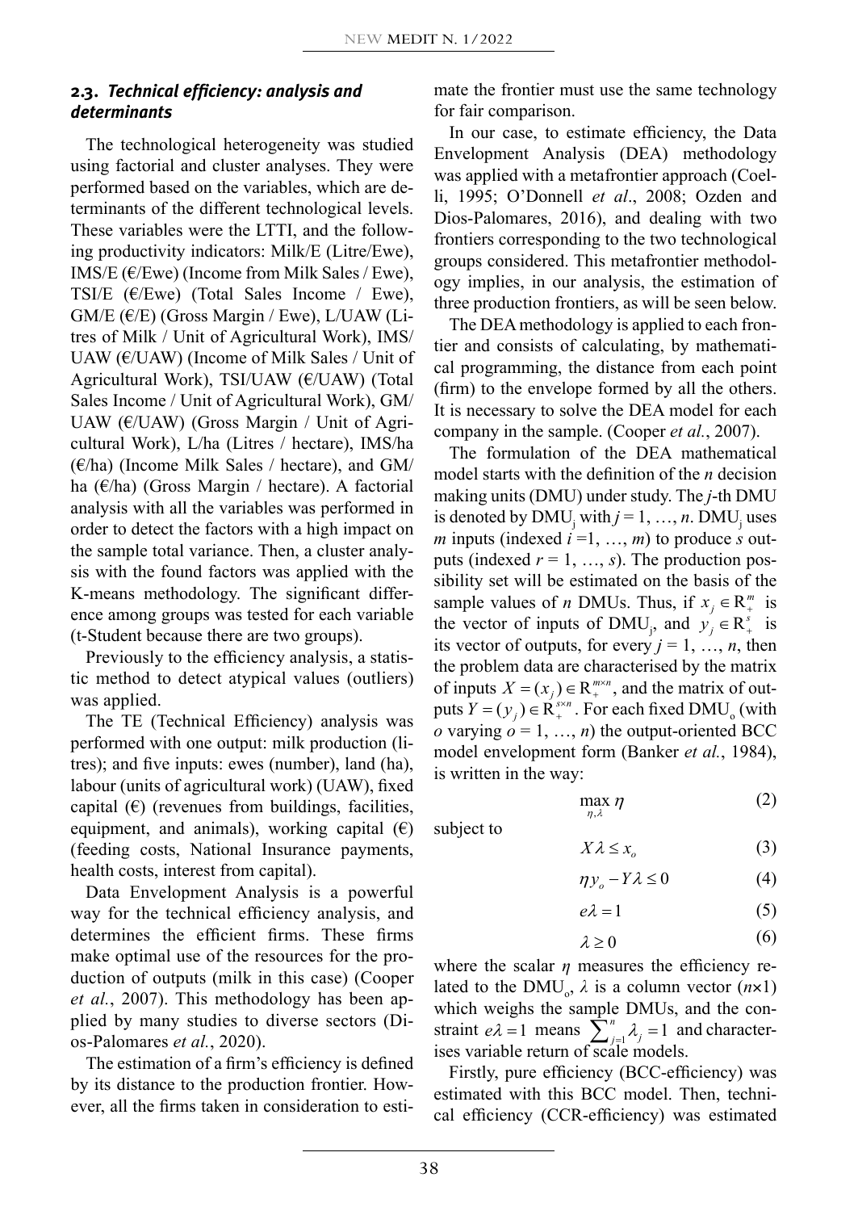### 2.3. *Technical efficiency: analysis and determinants*

The technological heterogeneity was studied using factorial and cluster analyses. They were performed based on the variables, which are determinants of the different technological levels. These variables were the LTTI, and the following productivity indicators: Milk/E (Litre/Ewe), IMS/E (€/Ewe) (Income from Milk Sales / Ewe), TSI/E (€/Ewe) (Total Sales Income / Ewe), GM/E (€/E) (Gross Margin / Ewe), L/UAW (Litres of Milk / Unit of Agricultural Work), IMS/UAW (€/UAW) (Income of Milk Sales / Unit of Agricultural Work), TSI/UAW (€/UAW) (Total Sales Income / Unit of Agricultural Work), GM/UAW (€/UAW) (Gross Margin / Unit of Agricultural Work), L/ha (Litres / hectare), IMS/ha (€/ha) (Income Milk Sales / hectare), and GM/ha (€/ha) (Gross Margin / hectare). A factorial analysis with all the variables was performed in order to detect the factors with a high impact on the sample total variance. Then, a cluster analysis with the found factors was applied with the K-means methodology. The significant difference among groups was tested for each variable (t-Student because there are two groups).

Previously to the efficiency analysis, a statistic method to detect atypical values (outliers) was applied.

The TE (Technical Efficiency) analysis was performed with one output: milk production (litres); and five inputs: ewes (number), land (ha), labour (units of agricultural work) (UAW), fixed capital (€) (revenues from buildings, facilities, equipment, and animals), working capital (€) (feeding costs, National Insurance payments, health costs, interest from capital).

Data Envelopment Analysis is a powerful way for the technical efficiency analysis, and determines the efficient firms. These firms make optimal use of the resources for the production of outputs (milk in this case) (Cooper *et al.*, 2007). This methodology has been applied by many studies to diverse sectors (Dios-Palomares *et al.*, 2020).

The estimation of a firm's efficiency is defined by its distance to the production frontier. However, all the firms taken in consideration to estimate the frontier must use the same technology for fair comparison.

In our case, to estimate efficiency, the Data Envelopment Analysis (DEA) methodology was applied with a metafrontier approach (Coelli, 1995; O'Donnell *et al*., 2008; Ozden and Dios-Palomares, 2016), and dealing with two frontiers corresponding to the two technological groups considered. This metafrontier methodology implies, in our analysis, the estimation of three production frontiers, as will be seen below.

The DEA methodology is applied to each frontier and consists of calculating, by mathematical programming, the distance from each point (firm) to the envelope formed by all the others. It is necessary to solve the DEA model for each company in the sample. (Cooper *et al.*, 2007).

The formulation of the DEA mathematical model starts with the definition of the $n$ decision making units (DMU) under study. The $j$-th DMU is denoted by $DMU_j$ with $j = 1, \ldots, n$. $DMU_j$ uses $m$ inputs (indexed $i = 1, \ldots, m$) to produce $s$ outputs (indexed $r = 1, \ldots, s$). The production possibility set will be estimated on the basis of the sample values of $n$ DMUs. Thus, if $x_j \in \mathbb{R}_+^m$ is the vector of inputs of $DMU_j$, and $y_j \in \mathbb{R}_+^s$ is its vector of outputs, for every $j = 1, \ldots, n$, then the problem data are characterised by the matrix of inputs $X = (x_j) \in \mathbb{R}_+^{m \times n}$, and the matrix of outputs $Y = (y_j) \in \mathbb{R}_+^{s \times n}$. For each fixed $DMU_o$ (with $o$ varying $o = 1, \ldots, n$) the output-oriented BCC model envelopment form (Banker *et al.*, 1984), is written in the way:

$$\max_{\eta,\lambda} \eta \tag{2}$$

subject to

$$X\lambda \leq x_o \tag{3}$$

$$\eta y_o - Y\lambda \leq 0 \tag{4}$$

$$e\lambda = 1 \tag{5}$$

$$\lambda \geq 0 \tag{6}$$

where the scalar $\eta$ measures the efficiency related to the $DMU_o$, $\lambda$ is a column vector ($n$×1) which weighs the sample DMUs, and the constraint $e\lambda = 1$ means $\sum_{j=1}^{n} \lambda_j = 1$ and characterises variable return of scale models.

Firstly, pure efficiency (BCC-efficiency) was estimated with this BCC model. Then, technical efficiency (CCR-efficiency) was estimated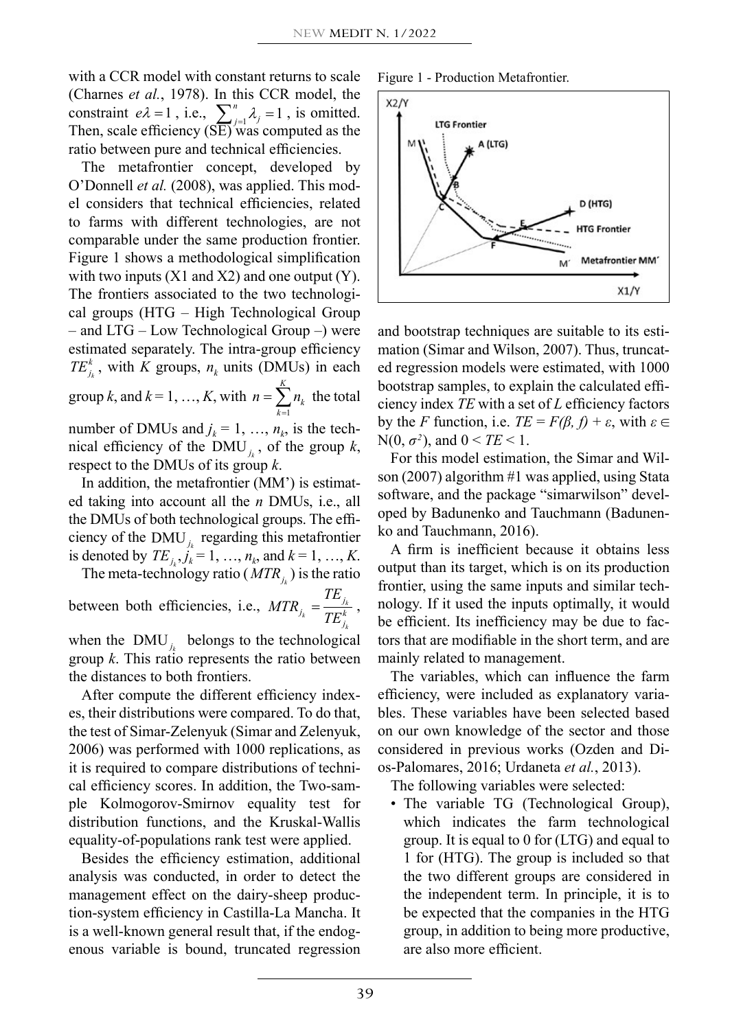with a CCR model with constant returns to scale (Charnes *et al.*, 1978). In this CCR model, the constraint $e\lambda = 1$, i.e., $\sum_{j=1}^{n} \lambda_j = 1$, is omitted. Then, scale efficiency (SE) was computed as the ratio between pure and technical efficiencies.

The metafrontier concept, developed by O'Donnell *et al.* (2008), was applied. This model considers that technical efficiencies, related to farms with different technologies, are not comparable under the same production frontier. Figure 1 shows a methodological simplification with two inputs (X1 and X2) and one output (Y). The frontiers associated to the two technological groups (HTG – High Technological Group – and LTG – Low Technological Group –) were estimated separately. The intra-group efficiency $TE_{j_k}^{k}$, with $K$ groups, $n_k$ units (DMUs) in each group $k$, and $k = 1, \ldots, K$, with $n = \sum_{k=1}^{K} n_k$ the total number of DMUs and $j_k = 1, \ldots, n_k$, is the technical efficiency of the $\text{DMU}_{j_k}$, of the group $k$, respect to the DMUs of its group $k$.

In addition, the metafrontier (MM') is estimated taking into account all the $n$ DMUs, i.e., all the DMUs of both technological groups. The efficiency of the $\text{DMU}_{j_k}$ regarding this metafrontier is denoted by $TE_{j_k}$, $j_k = 1, \ldots, n_k$, and $k = 1, \ldots, K$.

The meta-technology ratio ($MTR_{j_k}$) is the ratio between both efficiencies, i.e., $MTR_{j_k} = \dfrac{TE_{j_k}}{TE_{j_k}^{k}}$, when the $\text{DMU}_{j_k}$ belongs to the technological group $k$. This ratio represents the ratio between the distances to both frontiers.

After compute the different efficiency indexes, their distributions were compared. To do that, the test of Simar-Zelenyuk (Simar and Zelenyuk, 2006) was performed with 1000 replications, as it is required to compare distributions of technical efficiency scores. In addition, the Two-sample Kolmogorov-Smirnov equality test for distribution functions, and the Kruskal-Wallis equality-of-populations rank test were applied.

Besides the efficiency estimation, additional analysis was conducted, in order to detect the management effect on the dairy-sheep production-system efficiency in Castilla-La Mancha. It is a well-known general result that, if the endogenous variable is bound, truncated regression and bootstrap techniques are suitable to its estimation (Simar and Wilson, 2007). Thus, truncated regression models were estimated, with 1000 bootstrap samples, to explain the calculated efficiency index $TE$ with a set of $L$ efficiency factors by the $F$ function, i.e. $TE = F(\beta, f) + \varepsilon$, with $\varepsilon \in N(0, \sigma^2)$, and $0 < TE < 1$.

Figure 1 - Production Metafrontier.

For this model estimation, the Simar and Wilson (2007) algorithm #1 was applied, using Stata software, and the package "simarwilson" developed by Badunenko and Tauchmann (Badunenko and Tauchmann, 2016).

A firm is inefficient because it obtains less output than its target, which is on its production frontier, using the same inputs and similar technology. If it used the inputs optimally, it would be efficient. Its inefficiency may be due to factors that are modifiable in the short term, and are mainly related to management.

The variables, which can influence the farm efficiency, were included as explanatory variables. These variables have been selected based on our own knowledge of the sector and those considered in previous works (Ozden and Dios-Palomares, 2016; Urdaneta *et al.*, 2013).

The following variables were selected:

- The variable TG (Technological Group), which indicates the farm technological group. It is equal to 0 for (LTG) and equal to 1 for (HTG). The group is included so that the two different groups are considered in the independent term. In principle, it is to be expected that the companies in the HTG group, in addition to being more productive, are also more efficient.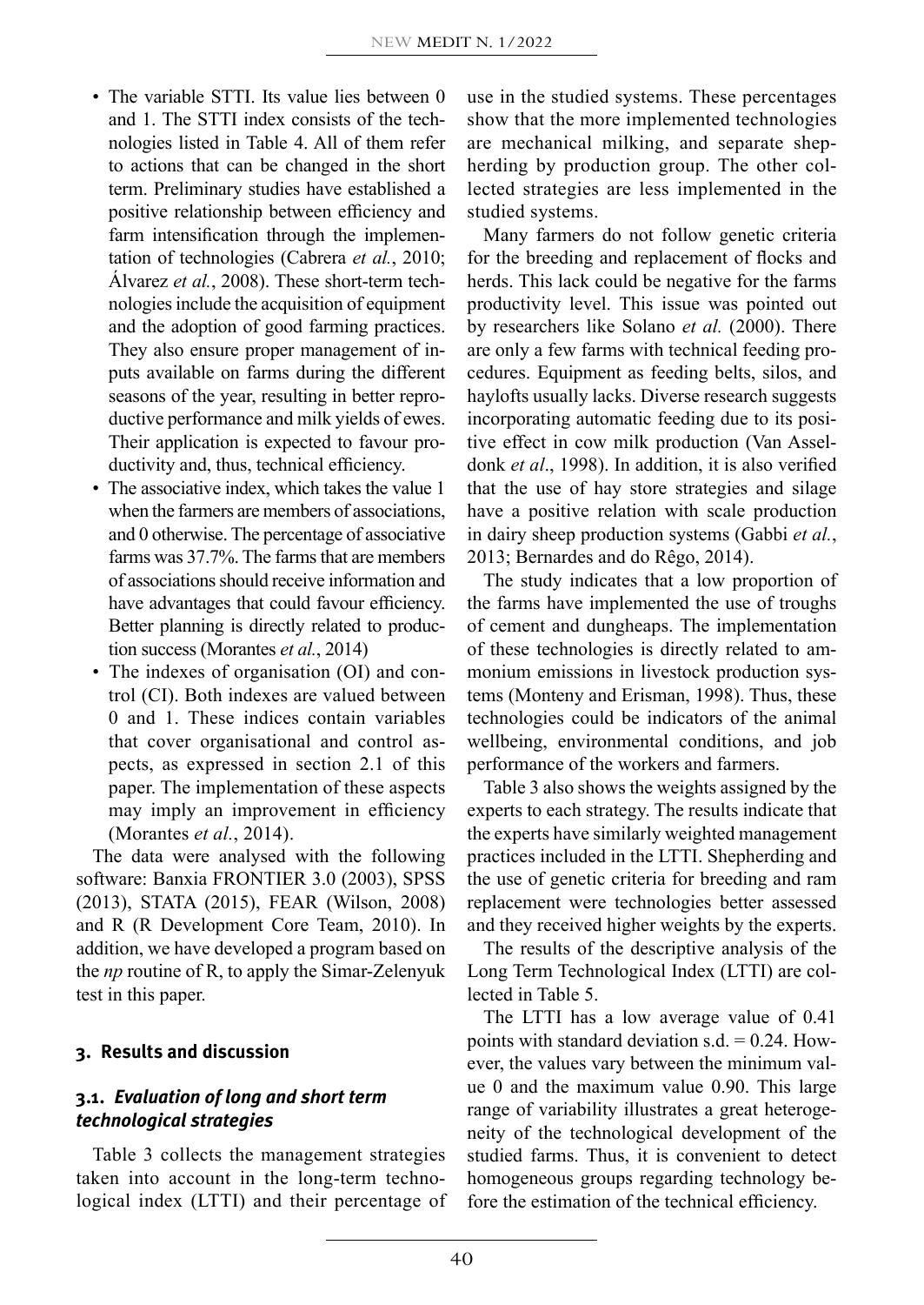- The variable STTI. Its value lies between 0 and 1. The STTI index consists of the technologies listed in Table 4. All of them refer to actions that can be changed in the short term. Preliminary studies have established a positive relationship between efficiency and farm intensification through the implementation of technologies (Cabrera *et al.*, 2010; Álvarez *et al.*, 2008). These short-term technologies include the acquisition of equipment and the adoption of good farming practices. They also ensure proper management of inputs available on farms during the different seasons of the year, resulting in better reproductive performance and milk yields of ewes. Their application is expected to favour productivity and, thus, technical efficiency.
- The associative index, which takes the value 1 when the farmers are members of associations, and 0 otherwise. The percentage of associative farms was 37.7%. The farms that are members of associations should receive information and have advantages that could favour efficiency. Better planning is directly related to production success (Morantes *et al.*, 2014)
- The indexes of organisation (OI) and control (CI). Both indexes are valued between 0 and 1. These indices contain variables that cover organisational and control aspects, as expressed in section 2.1 of this paper. The implementation of these aspects may imply an improvement in efficiency (Morantes *et al.*, 2014).

The data were analysed with the following software: Banxia FRONTIER 3.0 (2003), SPSS (2013), STATA (2015), FEAR (Wilson, 2008) and R (R Development Core Team, 2010). In addition, we have developed a program based on the *np* routine of R, to apply the Simar-Zelenyuk test in this paper.

## 3. Results and discussion

### 3.1. *Evaluation of long and short term technological strategies*

Table 3 collects the management strategies taken into account in the long-term technological index (LTTI) and their percentage of use in the studied systems. These percentages show that the more implemented technologies are mechanical milking, and separate shepherding by production group. The other collected strategies are less implemented in the studied systems.

Many farmers do not follow genetic criteria for the breeding and replacement of flocks and herds. This lack could be negative for the farms productivity level. This issue was pointed out by researchers like Solano *et al.* (2000). There are only a few farms with technical feeding procedures. Equipment as feeding belts, silos, and haylofts usually lacks. Diverse research suggests incorporating automatic feeding due to its positive effect in cow milk production (Van Asseldonk *et al*., 1998). In addition, it is also verified that the use of hay store strategies and silage have a positive relation with scale production in dairy sheep production systems (Gabbi *et al.*, 2013; Bernardes and do Rêgo, 2014).

The study indicates that a low proportion of the farms have implemented the use of troughs of cement and dungheaps. The implementation of these technologies is directly related to ammonium emissions in livestock production systems (Monteny and Erisman, 1998). Thus, these technologies could be indicators of the animal wellbeing, environmental conditions, and job performance of the workers and farmers.

Table 3 also shows the weights assigned by the experts to each strategy. The results indicate that the experts have similarly weighted management practices included in the LTTI. Shepherding and the use of genetic criteria for breeding and ram replacement were technologies better assessed and they received higher weights by the experts.

The results of the descriptive analysis of the Long Term Technological Index (LTTI) are collected in Table 5.

The LTTI has a low average value of 0.41 points with standard deviation s.d. = 0.24. However, the values vary between the minimum value 0 and the maximum value 0.90. This large range of variability illustrates a great heterogeneity of the technological development of the studied farms. Thus, it is convenient to detect homogeneous groups regarding technology before the estimation of the technical efficiency.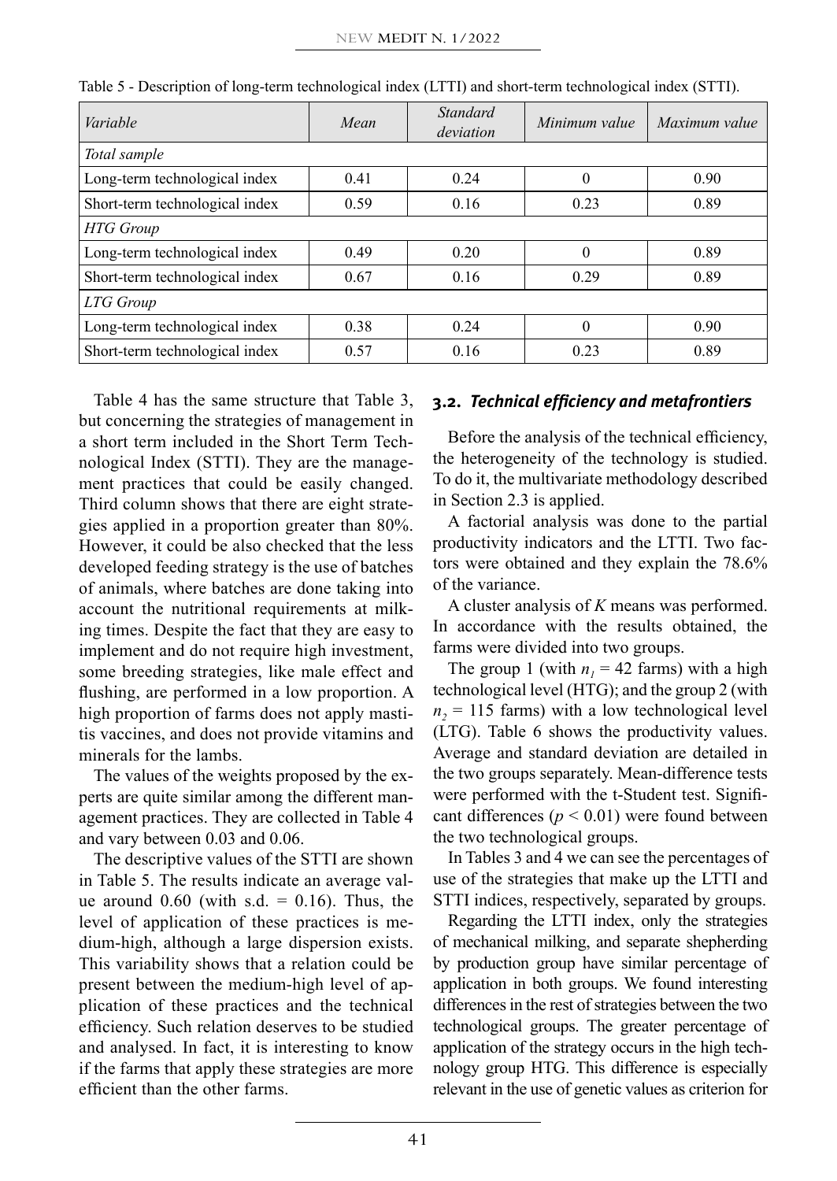Table 5 - Description of long-term technological index (LTTI) and short-term technological index (STTI).

| *Variable* | *Mean* | *Standard deviation* | *Minimum value* | *Maximum value* |
|---|---|---|---|---|
| *Total sample* | | | | |
| Long-term technological index | 0.41 | 0.24 | 0 | 0.90 |
| Short-term technological index | 0.59 | 0.16 | 0.23 | 0.89 |
| *HTG Group* | | | | |
| Long-term technological index | 0.49 | 0.20 | 0 | 0.89 |
| Short-term technological index | 0.67 | 0.16 | 0.29 | 0.89 |
| *LTG Group* | | | | |
| Long-term technological index | 0.38 | 0.24 | 0 | 0.90 |
| Short-term technological index | 0.57 | 0.16 | 0.23 | 0.89 |

Table 4 has the same structure that Table 3, but concerning the strategies of management in a short term included in the Short Term Technological Index (STTI). They are the management practices that could be easily changed. Third column shows that there are eight strategies applied in a proportion greater than 80%. However, it could be also checked that the less developed feeding strategy is the use of batches of animals, where batches are done taking into account the nutritional requirements at milking times. Despite the fact that they are easy to implement and do not require high investment, some breeding strategies, like male effect and flushing, are performed in a low proportion. A high proportion of farms does not apply mastitis vaccines, and does not provide vitamins and minerals for the lambs.

The values of the weights proposed by the experts are quite similar among the different management practices. They are collected in Table 4 and vary between 0.03 and 0.06.

The descriptive values of the STTI are shown in Table 5. The results indicate an average value around 0.60 (with s.d. = 0.16). Thus, the level of application of these practices is medium-high, although a large dispersion exists. This variability shows that a relation could be present between the medium-high level of application of these practices and the technical efficiency. Such relation deserves to be studied and analysed. In fact, it is interesting to know if the farms that apply these strategies are more efficient than the other farms.

### 3.2. *Technical efficiency and metafrontiers*

Before the analysis of the technical efficiency, the heterogeneity of the technology is studied. To do it, the multivariate methodology described in Section 2.3 is applied.

A factorial analysis was done to the partial productivity indicators and the LTTI. Two factors were obtained and they explain the 78.6% of the variance.

A cluster analysis of *K* means was performed. In accordance with the results obtained, the farms were divided into two groups.

The group 1 (with $n_1 = 42$ farms) with a high technological level (HTG); and the group 2 (with $n_2 = 115$ farms) with a low technological level (LTG). Table 6 shows the productivity values. Average and standard deviation are detailed in the two groups separately. Mean-difference tests were performed with the t-Student test. Significant differences ($p < 0.01$) were found between the two technological groups.

In Tables 3 and 4 we can see the percentages of use of the strategies that make up the LTTI and STTI indices, respectively, separated by groups.

Regarding the LTTI index, only the strategies of mechanical milking, and separate shepherding by production group have similar percentage of application in both groups. We found interesting differences in the rest of strategies between the two technological groups. The greater percentage of application of the strategy occurs in the high technology group HTG. This difference is especially relevant in the use of genetic values as criterion for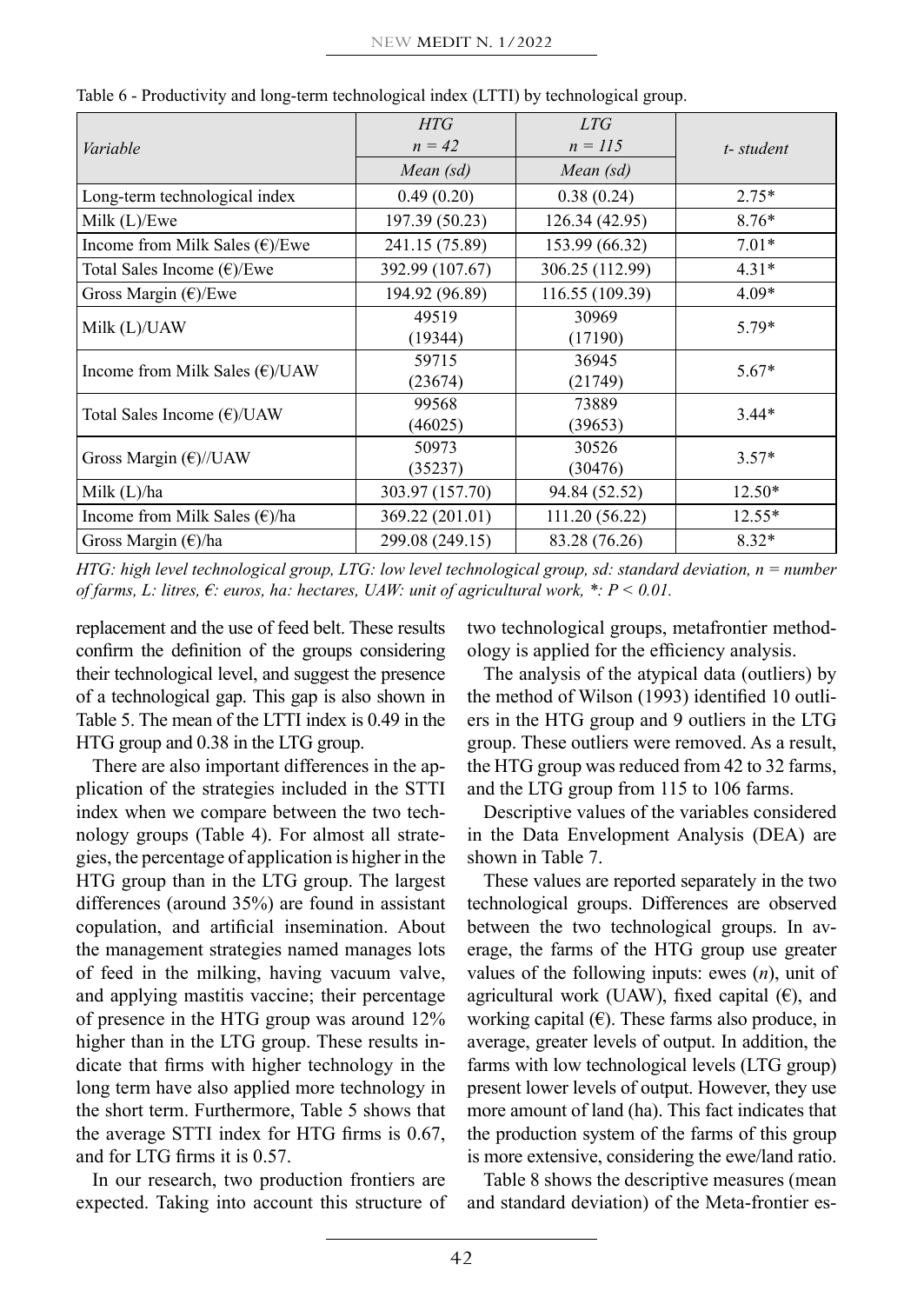Table 6 - Productivity and long-term technological index (LTTI) by technological group.

| *Variable* | *HTG* $n = 42$ *Mean (sd)* | *LTG* $n = 115$ *Mean (sd)* | *t- student* |
|---|---|---|---|
| Long-term technological index | 0.49 (0.20) | 0.38 (0.24) | 2.75* |
| Milk (L)/Ewe | 197.39 (50.23) | 126.34 (42.95) | 8.76* |
| Income from Milk Sales (€)/Ewe | 241.15 (75.89) | 153.99 (66.32) | 7.01* |
| Total Sales Income (€)/Ewe | 392.99 (107.67) | 306.25 (112.99) | 4.31* |
| Gross Margin (€)/Ewe | 194.92 (96.89) | 116.55 (109.39) | 4.09* |
| Milk (L)/UAW | 49519 (19344) | 30969 (17190) | 5.79* |
| Income from Milk Sales (€)/UAW | 59715 (23674) | 36945 (21749) | 5.67* |
| Total Sales Income (€)/UAW | 99568 (46025) | 73889 (39653) | 3.44* |
| Gross Margin (€)//UAW | 50973 (35237) | 30526 (30476) | 3.57* |
| Milk (L)/ha | 303.97 (157.70) | 94.84 (52.52) | 12.50* |
| Income from Milk Sales (€)/ha | 369.22 (201.01) | 111.20 (56.22) | 12.55* |
| Gross Margin (€)/ha | 299.08 (249.15) | 83.28 (76.26) | 8.32* |

*HTG: high level technological group, LTG: low level technological group, sd: standard deviation, n = number of farms, L: litres, €: euros, ha: hectares, UAW: unit of agricultural work, \*: P < 0.01.*

replacement and the use of feed belt. These results confirm the definition of the groups considering their technological level, and suggest the presence of a technological gap. This gap is also shown in Table 5. The mean of the LTTI index is 0.49 in the HTG group and 0.38 in the LTG group.

There are also important differences in the application of the strategies included in the STTI index when we compare between the two technology groups (Table 4). For almost all strategies, the percentage of application is higher in the HTG group than in the LTG group. The largest differences (around 35%) are found in assistant copulation, and artificial insemination. About the management strategies named manages lots of feed in the milking, having vacuum valve, and applying mastitis vaccine; their percentage of presence in the HTG group was around 12% higher than in the LTG group. These results indicate that firms with higher technology in the long term have also applied more technology in the short term. Furthermore, Table 5 shows that the average STTI index for HTG firms is 0.67, and for LTG firms it is 0.57.

In our research, two production frontiers are expected. Taking into account this structure of two technological groups, metafrontier methodology is applied for the efficiency analysis.

The analysis of the atypical data (outliers) by the method of Wilson (1993) identified 10 outliers in the HTG group and 9 outliers in the LTG group. These outliers were removed. As a result, the HTG group was reduced from 42 to 32 farms, and the LTG group from 115 to 106 farms.

Descriptive values of the variables considered in the Data Envelopment Analysis (DEA) are shown in Table 7.

These values are reported separately in the two technological groups. Differences are observed between the two technological groups. In average, the farms of the HTG group use greater values of the following inputs: ewes (*n*), unit of agricultural work (UAW), fixed capital (€), and working capital (€). These farms also produce, in average, greater levels of output. In addition, the farms with low technological levels (LTG group) present lower levels of output. However, they use more amount of land (ha). This fact indicates that the production system of the farms of this group is more extensive, considering the ewe/land ratio.

Table 8 shows the descriptive measures (mean and standard deviation) of the Meta-frontier es-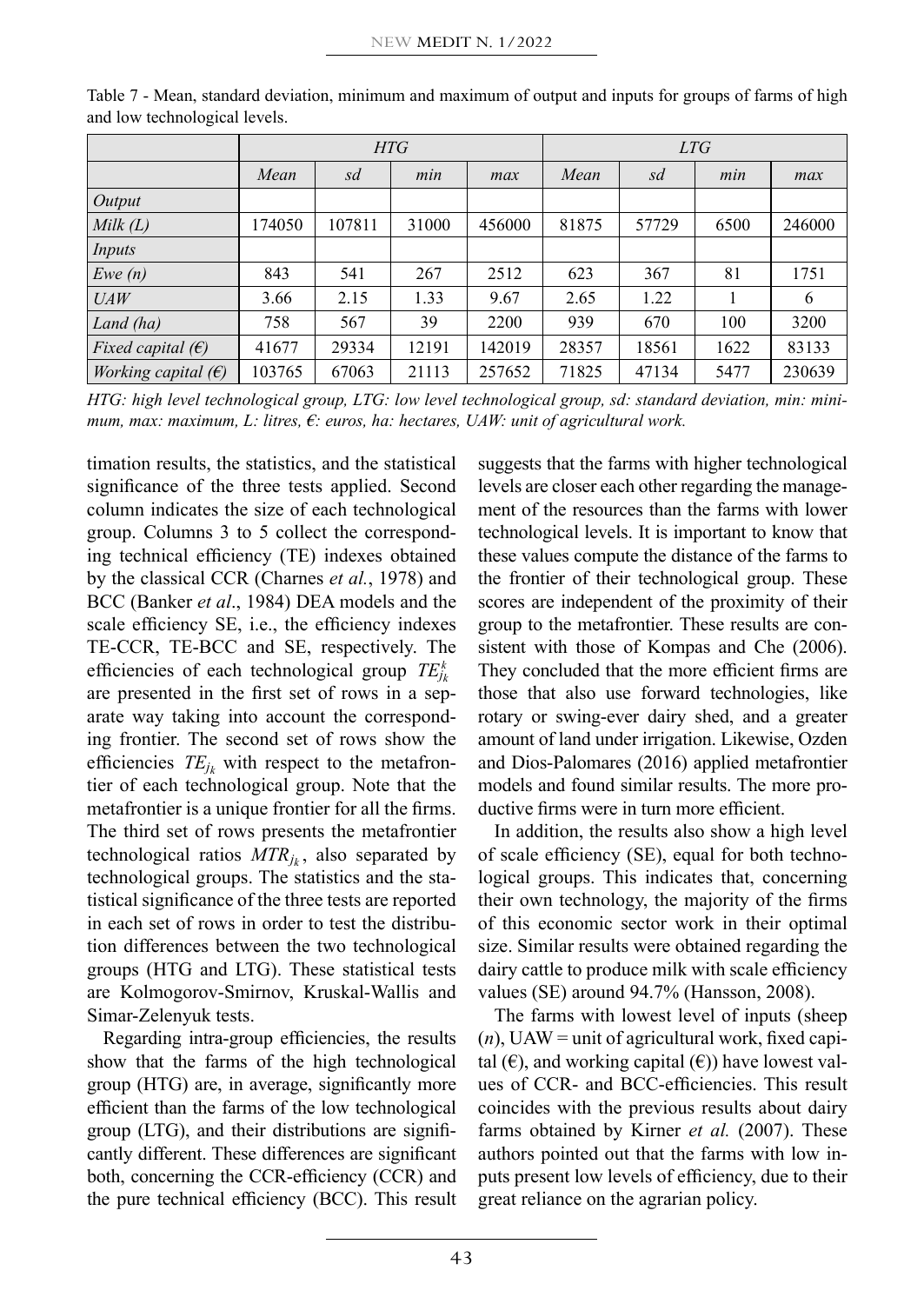Table 7 - Mean, standard deviation, minimum and maximum of output and inputs for groups of farms of high and low technological levels.

| | *HTG* | | | | *LTG* | | | |
|---|---|---|---|---|---|---|---|---|
| | *Mean* | *sd* | *min* | *max* | *Mean* | *sd* | *min* | *max* |
| *Output* | | | | | | | | |
| *Milk (L)* | 174050 | 107811 | 31000 | 456000 | 81875 | 57729 | 6500 | 246000 |
| *Inputs* | | | | | | | | |
| *Ewe (n)* | 843 | 541 | 267 | 2512 | 623 | 367 | 81 | 1751 |
| *UAW* | 3.66 | 2.15 | 1.33 | 9.67 | 2.65 | 1.22 | 1 | 6 |
| *Land (ha)* | 758 | 567 | 39 | 2200 | 939 | 670 | 100 | 3200 |
| *Fixed capital (€)* | 41677 | 29334 | 12191 | 142019 | 28357 | 18561 | 1622 | 83133 |
| *Working capital (€)* | 103765 | 67063 | 21113 | 257652 | 71825 | 47134 | 5477 | 230639 |

*HTG: high level technological group, LTG: low level technological group, sd: standard deviation, min: minimum, max: maximum, L: litres, €: euros, ha: hectares, UAW: unit of agricultural work.*

timation results, the statistics, and the statistical significance of the three tests applied. Second column indicates the size of each technological group. Columns 3 to 5 collect the corresponding technical efficiency (TE) indexes obtained by the classical CCR (Charnes *et al.*, 1978) and BCC (Banker *et al*., 1984) DEA models and the scale efficiency SE, i.e., the efficiency indexes TE-CCR, TE-BCC and SE, respectively. The efficiencies of each technological group $TE_{j_k}^{k}$ are presented in the first set of rows in a separate way taking into account the corresponding frontier. The second set of rows show the efficiencies $TE_{j_k}$ with respect to the metafrontier of each technological group. Note that the metafrontier is a unique frontier for all the firms. The third set of rows presents the metafrontier technological ratios $MTR_{j_k}$, also separated by technological groups. The statistics and the statistical significance of the three tests are reported in each set of rows in order to test the distribution differences between the two technological groups (HTG and LTG). These statistical tests are Kolmogorov-Smirnov, Kruskal-Wallis and Simar-Zelenyuk tests.

Regarding intra-group efficiencies, the results show that the farms of the high technological group (HTG) are, in average, significantly more efficient than the farms of the low technological group (LTG), and their distributions are significantly different. These differences are significant both, concerning the CCR-efficiency (CCR) and the pure technical efficiency (BCC). This result suggests that the farms with higher technological levels are closer each other regarding the management of the resources than the farms with lower technological levels. It is important to know that these values compute the distance of the farms to the frontier of their technological group. These scores are independent of the proximity of their group to the metafrontier. These results are consistent with those of Kompas and Che (2006). They concluded that the more efficient firms are those that also use forward technologies, like rotary or swing-ever dairy shed, and a greater amount of land under irrigation. Likewise, Ozden and Dios-Palomares (2016) applied metafrontier models and found similar results. The more productive firms were in turn more efficient.

In addition, the results also show a high level of scale efficiency (SE), equal for both technological groups. This indicates that, concerning their own technology, the majority of the firms of this economic sector work in their optimal size. Similar results were obtained regarding the dairy cattle to produce milk with scale efficiency values (SE) around 94.7% (Hansson, 2008).

The farms with lowest level of inputs (sheep (*n*), UAW = unit of agricultural work, fixed capital (€), and working capital (€)) have lowest values of CCR- and BCC-efficiencies. This result coincides with the previous results about dairy farms obtained by Kirner *et al.* (2007). These authors pointed out that the farms with low inputs present low levels of efficiency, due to their great reliance on the agrarian policy.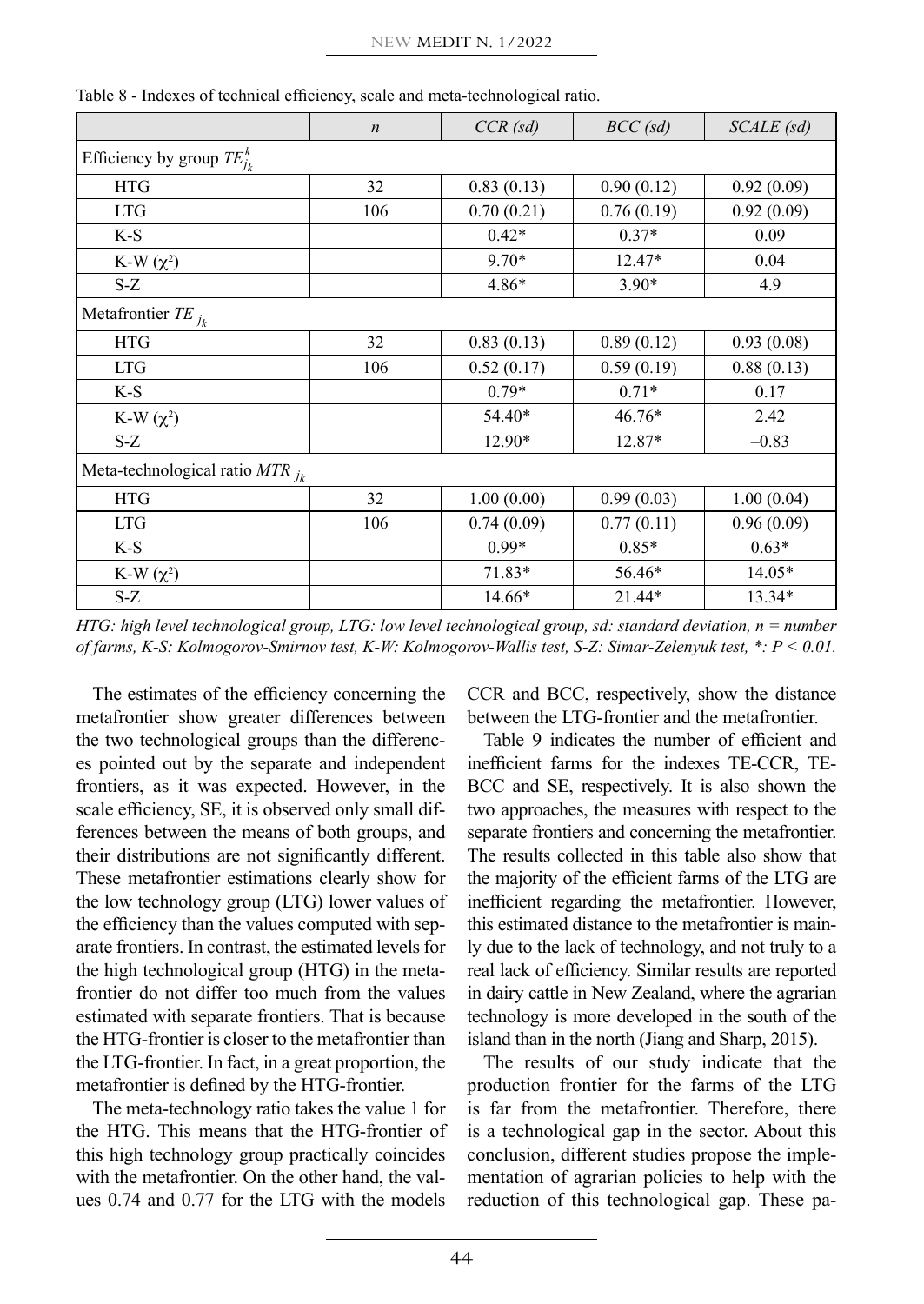Table 8 - Indexes of technical efficiency, scale and meta-technological ratio.

| | *n* | *CCR (sd)* | *BCC (sd)* | *SCALE (sd)* |
|---|---|---|---|---|
| Efficiency by group $TE^k_{j_k}$ | | | | |
| HTG | 32 | 0.83 (0.13) | 0.90 (0.12) | 0.92 (0.09) |
| LTG | 106 | 0.70 (0.21) | 0.76 (0.19) | 0.92 (0.09) |
| K-S | | 0.42* | 0.37* | 0.09 |
| K-W ($\chi^2$) | | 9.70* | 12.47* | 0.04 |
| S-Z | | 4.86* | 3.90* | 4.9 |
| Metafrontier $TE_{j_k}$ | | | | |
| HTG | 32 | 0.83 (0.13) | 0.89 (0.12) | 0.93 (0.08) |
| LTG | 106 | 0.52 (0.17) | 0.59 (0.19) | 0.88 (0.13) |
| K-S | | 0.79* | 0.71* | 0.17 |
| K-W ($\chi^2$) | | 54.40* | 46.76* | 2.42 |
| S-Z | | 12.90* | 12.87* | –0.83 |
| Meta-technological ratio $MTR_{j_k}$ | | | | |
| HTG | 32 | 1.00 (0.00) | 0.99 (0.03) | 1.00 (0.04) |
| LTG | 106 | 0.74 (0.09) | 0.77 (0.11) | 0.96 (0.09) |
| K-S | | 0.99* | 0.85* | 0.63* |
| K-W ($\chi^2$) | | 71.83* | 56.46* | 14.05* |
| S-Z | | 14.66* | 21.44* | 13.34* |

*HTG: high level technological group, LTG: low level technological group, sd: standard deviation, n = number of farms, K-S: Kolmogorov-Smirnov test, K-W: Kolmogorov-Wallis test, S-Z: Simar-Zelenyuk test, \*: P < 0.01.*

The estimates of the efficiency concerning the metafrontier show greater differences between the two technological groups than the differences pointed out by the separate and independent frontiers, as it was expected. However, in the scale efficiency, SE, it is observed only small differences between the means of both groups, and their distributions are not significantly different. These metafrontier estimations clearly show for the low technology group (LTG) lower values of the efficiency than the values computed with separate frontiers. In contrast, the estimated levels for the high technological group (HTG) in the metafrontier do not differ too much from the values estimated with separate frontiers. That is because the HTG-frontier is closer to the metafrontier than the LTG-frontier. In fact, in a great proportion, the metafrontier is defined by the HTG-frontier.

The meta-technology ratio takes the value 1 for the HTG. This means that the HTG-frontier of this high technology group practically coincides with the metafrontier. On the other hand, the values 0.74 and 0.77 for the LTG with the models CCR and BCC, respectively, show the distance between the LTG-frontier and the metafrontier.

Table 9 indicates the number of efficient and inefficient farms for the indexes TE-CCR, TE-BCC and SE, respectively. It is also shown the two approaches, the measures with respect to the separate frontiers and concerning the metafrontier. The results collected in this table also show that the majority of the efficient farms of the LTG are inefficient regarding the metafrontier. However, this estimated distance to the metafrontier is mainly due to the lack of technology, and not truly to a real lack of efficiency. Similar results are reported in dairy cattle in New Zealand, where the agrarian technology is more developed in the south of the island than in the north (Jiang and Sharp, 2015).

The results of our study indicate that the production frontier for the farms of the LTG is far from the metafrontier. Therefore, there is a technological gap in the sector. About this conclusion, different studies propose the implementation of agrarian policies to help with the reduction of this technological gap. These pa-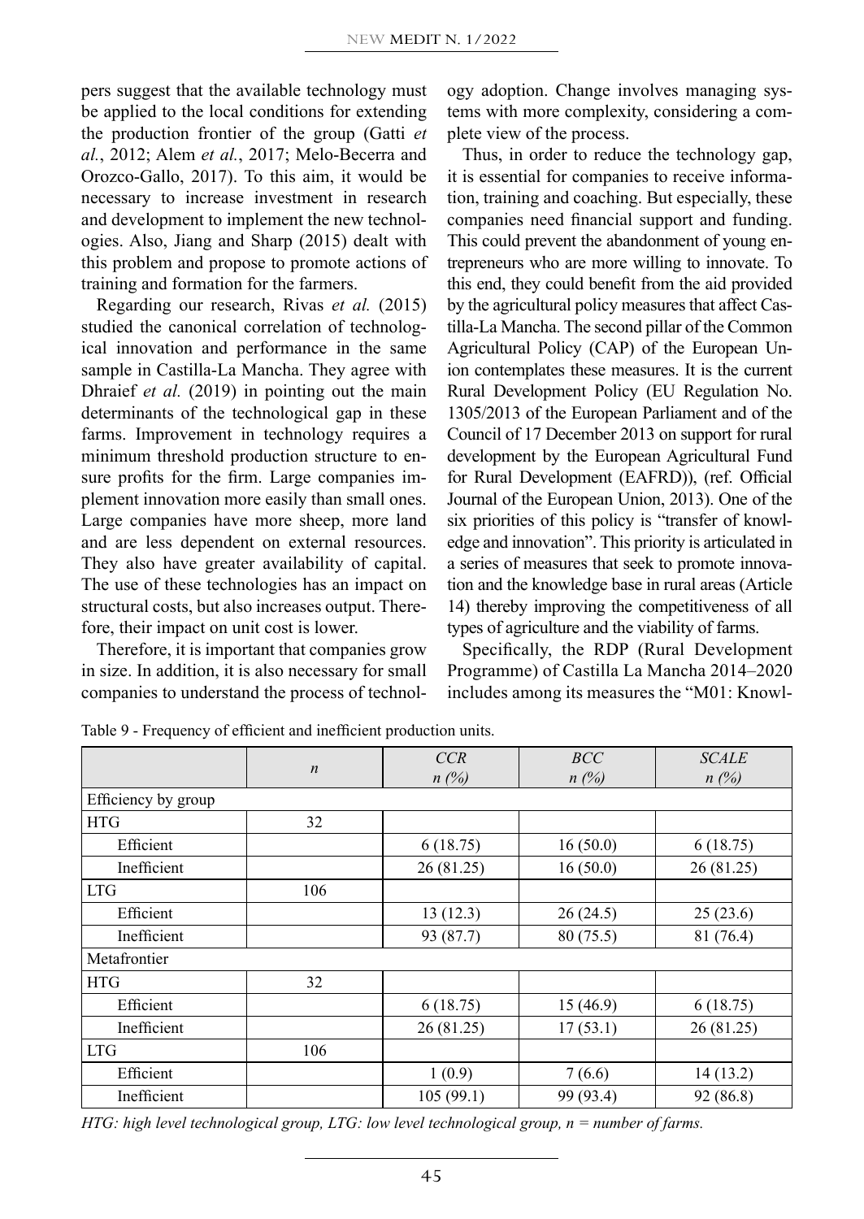pers suggest that the available technology must be applied to the local conditions for extending the production frontier of the group (Gatti *et al.*, 2012; Alem *et al.*, 2017; Melo-Becerra and Orozco-Gallo, 2017). To this aim, it would be necessary to increase investment in research and development to implement the new technologies. Also, Jiang and Sharp (2015) dealt with this problem and propose to promote actions of training and formation for the farmers.

Regarding our research, Rivas *et al.* (2015) studied the canonical correlation of technological innovation and performance in the same sample in Castilla-La Mancha. They agree with Dhraief *et al.* (2019) in pointing out the main determinants of the technological gap in these farms. Improvement in technology requires a minimum threshold production structure to ensure profits for the firm. Large companies implement innovation more easily than small ones. Large companies have more sheep, more land and are less dependent on external resources. They also have greater availability of capital. The use of these technologies has an impact on structural costs, but also increases output. Therefore, their impact on unit cost is lower.

Therefore, it is important that companies grow in size. In addition, it is also necessary for small companies to understand the process of technology adoption. Change involves managing systems with more complexity, considering a complete view of the process.

Thus, in order to reduce the technology gap, it is essential for companies to receive information, training and coaching. But especially, these companies need financial support and funding. This could prevent the abandonment of young entrepreneurs who are more willing to innovate. To this end, they could benefit from the aid provided by the agricultural policy measures that affect Castilla-La Mancha. The second pillar of the Common Agricultural Policy (CAP) of the European Union contemplates these measures. It is the current Rural Development Policy (EU Regulation No. 1305/2013 of the European Parliament and of the Council of 17 December 2013 on support for rural development by the European Agricultural Fund for Rural Development (EAFRD)), (ref. Official Journal of the European Union, 2013). One of the six priorities of this policy is "transfer of knowledge and innovation". This priority is articulated in a series of measures that seek to promote innovation and the knowledge base in rural areas (Article 14) thereby improving the competitiveness of all types of agriculture and the viability of farms.

Specifically, the RDP (Rural Development Programme) of Castilla La Mancha 2014–2020 includes among its measures the "M01: Knowl-

Table 9 - Frequency of efficient and inefficient production units.

| | *n* | *CCR* *n (%)* | *BCC* *n (%)* | *SCALE* *n (%)* |
|---|---|---|---|---|
| Efficiency by group | | | | |
| HTG | 32 | | | |
| Efficient | | 6 (18.75) | 16 (50.0) | 6 (18.75) |
| Inefficient | | 26 (81.25) | 16 (50.0) | 26 (81.25) |
| LTG | 106 | | | |
| Efficient | | 13 (12.3) | 26 (24.5) | 25 (23.6) |
| Inefficient | | 93 (87.7) | 80 (75.5) | 81 (76.4) |
| Metafrontier | | | | |
| HTG | 32 | | | |
| Efficient | | 6 (18.75) | 15 (46.9) | 6 (18.75) |
| Inefficient | | 26 (81.25) | 17 (53.1) | 26 (81.25) |
| LTG | 106 | | | |
| Efficient | | 1 (0.9) | 7 (6.6) | 14 (13.2) |
| Inefficient | | 105 (99.1) | 99 (93.4) | 92 (86.8) |

*HTG: high level technological group, LTG: low level technological group, n = number of farms.*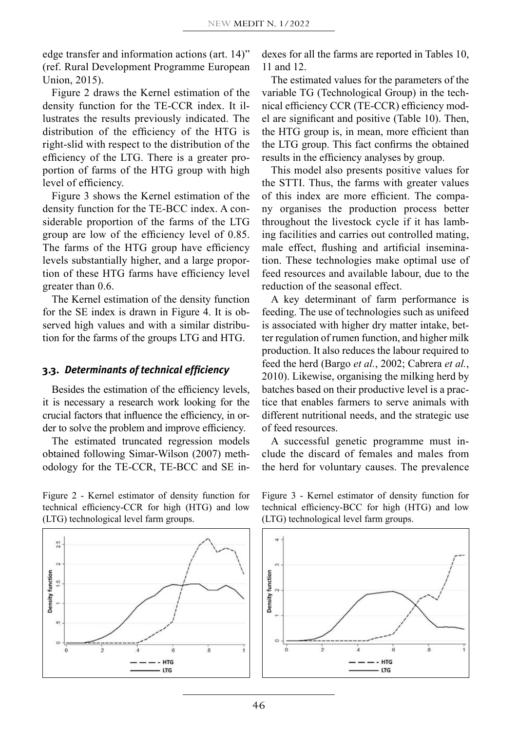edge transfer and information actions (art. 14)" (ref. Rural Development Programme European Union, 2015).

Figure 2 draws the Kernel estimation of the density function for the TE-CCR index. It illustrates the results previously indicated. The distribution of the efficiency of the HTG is right-slid with respect to the distribution of the efficiency of the LTG. There is a greater proportion of farms of the HTG group with high level of efficiency.

Figure 3 shows the Kernel estimation of the density function for the TE-BCC index. A considerable proportion of the farms of the LTG group are low of the efficiency level of 0.85. The farms of the HTG group have efficiency levels substantially higher, and a large proportion of these HTG farms have efficiency level greater than 0.6.

The Kernel estimation of the density function for the SE index is drawn in Figure 4. It is observed high values and with a similar distribution for the farms of the groups LTG and HTG.

### 3.3. *Determinants of technical efficiency*

Besides the estimation of the efficiency levels, it is necessary a research work looking for the crucial factors that influence the efficiency, in order to solve the problem and improve efficiency.

The estimated truncated regression models obtained following Simar-Wilson (2007) methodology for the TE-CCR, TE-BCC and SE indexes for all the farms are reported in Tables 10, 11 and 12.

The estimated values for the parameters of the variable TG (Technological Group) in the technical efficiency CCR (TE-CCR) efficiency model are significant and positive (Table 10). Then, the HTG group is, in mean, more efficient than the LTG group. This fact confirms the obtained results in the efficiency analyses by group.

This model also presents positive values for the STTI. Thus, the farms with greater values of this index are more efficient. The company organises the production process better throughout the livestock cycle if it has lambing facilities and carries out controlled mating, male effect, flushing and artificial insemination. These technologies make optimal use of feed resources and available labour, due to the reduction of the seasonal effect.

A key determinant of farm performance is feeding. The use of technologies such as unifeed is associated with higher dry matter intake, better regulation of rumen function, and higher milk production. It also reduces the labour required to feed the herd (Bargo *et al.*, 2002; Cabrera *et al.*, 2010). Likewise, organising the milking herd by batches based on their productive level is a practice that enables farmers to serve animals with different nutritional needs, and the strategic use of feed resources.

A successful genetic programme must include the discard of females and males from the herd for voluntary causes. The prevalence

Figure 2 - Kernel estimator of density function for technical efficiency-CCR for high (HTG) and low (LTG) technological level farm groups.

Figure 3 - Kernel estimator of density function for technical efficiency-BCC for high (HTG) and low (LTG) technological level farm groups.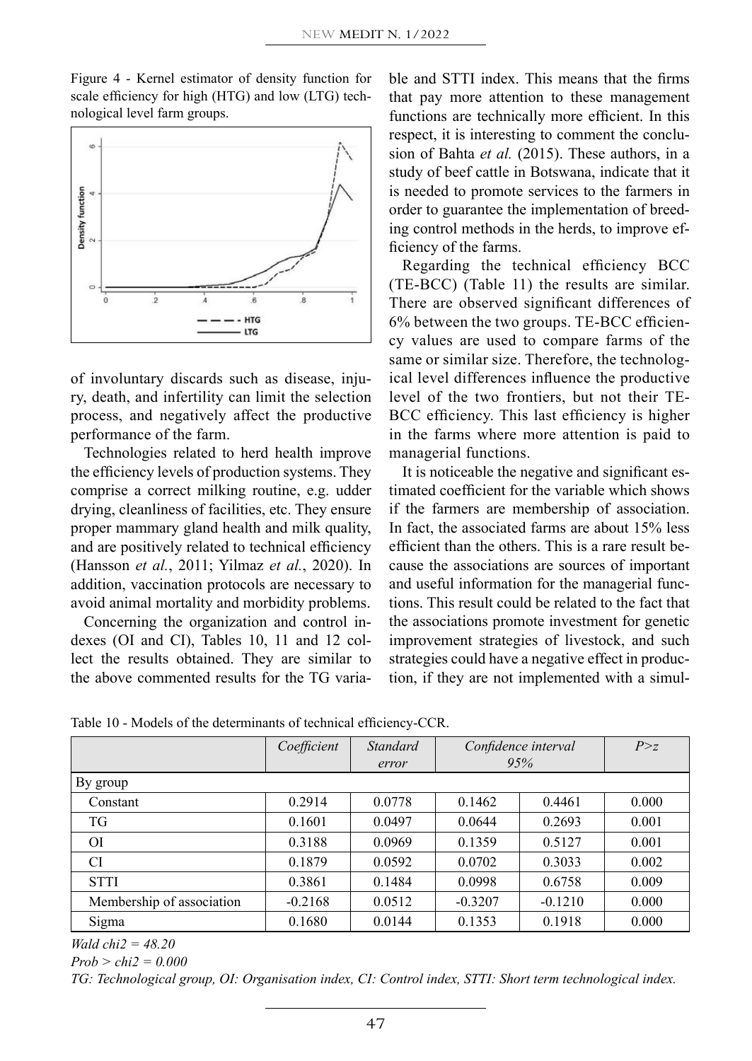Figure 4 - Kernel estimator of density function for scale efficiency for high (HTG) and low (LTG) technological level farm groups.

of involuntary discards such as disease, injury, death, and infertility can limit the selection process, and negatively affect the productive performance of the farm.

Technologies related to herd health improve the efficiency levels of production systems. They comprise a correct milking routine, e.g. udder drying, cleanliness of facilities, etc. They ensure proper mammary gland health and milk quality, and are positively related to technical efficiency (Hansson *et al.*, 2011; Yilmaz *et al.*, 2020). In addition, vaccination protocols are necessary to avoid animal mortality and morbidity problems.

Concerning the organization and control indexes (OI and CI), Tables 10, 11 and 12 collect the results obtained. They are similar to the above commented results for the TG variable and STTI index. This means that the firms that pay more attention to these management functions are technically more efficient. In this respect, it is interesting to comment the conclusion of Bahta *et al.* (2015). These authors, in a study of beef cattle in Botswana, indicate that it is needed to promote services to the farmers in order to guarantee the implementation of breeding control methods in the herds, to improve efficiency of the farms.

Regarding the technical efficiency BCC (TE-BCC) (Table 11) the results are similar. There are observed significant differences of 6% between the two groups. TE-BCC efficiency values are used to compare farms of the same or similar size. Therefore, the technological level differences influence the productive level of the two frontiers, but not their TE-BCC efficiency. This last efficiency is higher in the farms where more attention is paid to managerial functions.

It is noticeable the negative and significant estimated coefficient for the variable which shows if the farmers are membership of association. In fact, the associated farms are about 15% less efficient than the others. This is a rare result because the associations are sources of important and useful information for the managerial functions. This result could be related to the fact that the associations promote investment for genetic improvement strategies of livestock, and such strategies could have a negative effect in production, if they are not implemented with a simul-

Table 10 - Models of the determinants of technical efficiency-CCR.

| | *Coefficient* | *Standard error* | *Confidence interval 95%* | | *P>z* |
|---|---|---|---|---|---|
| By group | | | | | |
| Constant | 0.2914 | 0.0778 | 0.1462 | 0.4461 | 0.000 |
| TG | 0.1601 | 0.0497 | 0.0644 | 0.2693 | 0.001 |
| OI | 0.3188 | 0.0969 | 0.1359 | 0.5127 | 0.001 |
| CI | 0.1879 | 0.0592 | 0.0702 | 0.3033 | 0.002 |
| STTI | 0.3861 | 0.1484 | 0.0998 | 0.6758 | 0.009 |
| Membership of association | -0.2168 | 0.0512 | -0.3207 | -0.1210 | 0.000 |
| Sigma | 0.1680 | 0.0144 | 0.1353 | 0.1918 | 0.000 |

*Wald chi2 = 48.20*

*Prob > chi2 = 0.000*

*TG: Technological group, OI: Organisation index, CI: Control index, STTI: Short term technological index.*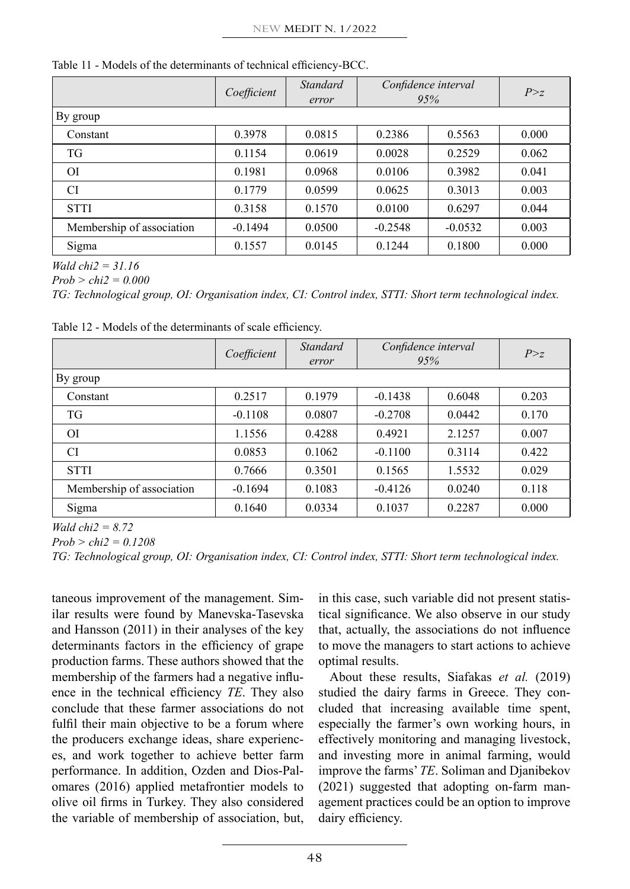Table 11 - Models of the determinants of technical efficiency-BCC.

| | *Coefficient* | *Standard error* | *Confidence interval 95%* | | *P>z* |
|---|---|---|---|---|---|
| By group | | | | | |
| Constant | 0.3978 | 0.0815 | 0.2386 | 0.5563 | 0.000 |
| TG | 0.1154 | 0.0619 | 0.0028 | 0.2529 | 0.062 |
| OI | 0.1981 | 0.0968 | 0.0106 | 0.3982 | 0.041 |
| CI | 0.1779 | 0.0599 | 0.0625 | 0.3013 | 0.003 |
| STTI | 0.3158 | 0.1570 | 0.0100 | 0.6297 | 0.044 |
| Membership of association | -0.1494 | 0.0500 | -0.2548 | -0.0532 | 0.003 |
| Sigma | 0.1557 | 0.0145 | 0.1244 | 0.1800 | 0.000 |

*Wald chi2 = 31.16*
*Prob > chi2 = 0.000*
*TG: Technological group, OI: Organisation index, CI: Control index, STTI: Short term technological index.*

Table 12 - Models of the determinants of scale efficiency.

| | *Coefficient* | *Standard error* | *Confidence interval 95%* | | *P>z* |
|---|---|---|---|---|---|
| By group | | | | | |
| Constant | 0.2517 | 0.1979 | -0.1438 | 0.6048 | 0.203 |
| TG | -0.1108 | 0.0807 | -0.2708 | 0.0442 | 0.170 |
| OI | 1.1556 | 0.4288 | 0.4921 | 2.1257 | 0.007 |
| CI | 0.0853 | 0.1062 | -0.1100 | 0.3114 | 0.422 |
| STTI | 0.7666 | 0.3501 | 0.1565 | 1.5532 | 0.029 |
| Membership of association | -0.1694 | 0.1083 | -0.4126 | 0.0240 | 0.118 |
| Sigma | 0.1640 | 0.0334 | 0.1037 | 0.2287 | 0.000 |

*Wald chi2 = 8.72*
*Prob > chi2 = 0.1208*
*TG: Technological group, OI: Organisation index, CI: Control index, STTI: Short term technological index.*

taneous improvement of the management. Similar results were found by Manevska-Tasevska and Hansson (2011) in their analyses of the key determinants factors in the efficiency of grape production farms. These authors showed that the membership of the farmers had a negative influence in the technical efficiency *TE*. They also conclude that these farmer associations do not fulfil their main objective to be a forum where the producers exchange ideas, share experiences, and work together to achieve better farm performance. In addition, Ozden and Dios-Palomares (2016) applied metafrontier models to olive oil firms in Turkey. They also considered the variable of membership of association, but, in this case, such variable did not present statistical significance. We also observe in our study that, actually, the associations do not influence to move the managers to start actions to achieve optimal results.

About these results, Siafakas *et al.* (2019) studied the dairy farms in Greece. They concluded that increasing available time spent, especially the farmer's own working hours, in effectively monitoring and managing livestock, and investing more in animal farming, would improve the farms' *TE*. Soliman and Djanibekov (2021) suggested that adopting on-farm management practices could be an option to improve dairy efficiency.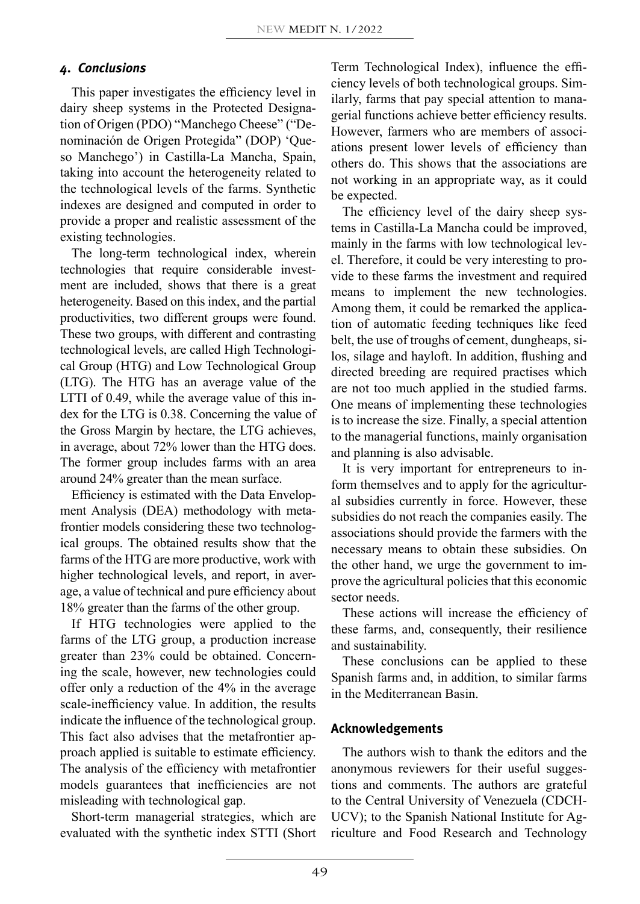## 4. *Conclusions*

This paper investigates the efficiency level in dairy sheep systems in the Protected Designation of Origen (PDO) "Manchego Cheese" ("Denominación de Origen Protegida" (DOP) 'Queso Manchego') in Castilla-La Mancha, Spain, taking into account the heterogeneity related to the technological levels of the farms. Synthetic indexes are designed and computed in order to provide a proper and realistic assessment of the existing technologies.

The long-term technological index, wherein technologies that require considerable investment are included, shows that there is a great heterogeneity. Based on this index, and the partial productivities, two different groups were found. These two groups, with different and contrasting technological levels, are called High Technological Group (HTG) and Low Technological Group (LTG). The HTG has an average value of the LTTI of 0.49, while the average value of this index for the LTG is 0.38. Concerning the value of the Gross Margin by hectare, the LTG achieves, in average, about 72% lower than the HTG does. The former group includes farms with an area around 24% greater than the mean surface.

Efficiency is estimated with the Data Envelopment Analysis (DEA) methodology with metafrontier models considering these two technological groups. The obtained results show that the farms of the HTG are more productive, work with higher technological levels, and report, in average, a value of technical and pure efficiency about 18% greater than the farms of the other group.

If HTG technologies were applied to the farms of the LTG group, a production increase greater than 23% could be obtained. Concerning the scale, however, new technologies could offer only a reduction of the 4% in the average scale-inefficiency value. In addition, the results indicate the influence of the technological group. This fact also advises that the metafrontier approach applied is suitable to estimate efficiency. The analysis of the efficiency with metafrontier models guarantees that inefficiencies are not misleading with technological gap.

Short-term managerial strategies, which are evaluated with the synthetic index STTI (Short Term Technological Index), influence the efficiency levels of both technological groups. Similarly, farms that pay special attention to managerial functions achieve better efficiency results. However, farmers who are members of associations present lower levels of efficiency than others do. This shows that the associations are not working in an appropriate way, as it could be expected.

The efficiency level of the dairy sheep systems in Castilla-La Mancha could be improved, mainly in the farms with low technological level. Therefore, it could be very interesting to provide to these farms the investment and required means to implement the new technologies. Among them, it could be remarked the application of automatic feeding techniques like feed belt, the use of troughs of cement, dungheaps, silos, silage and hayloft. In addition, flushing and directed breeding are required practises which are not too much applied in the studied farms. One means of implementing these technologies is to increase the size. Finally, a special attention to the managerial functions, mainly organisation and planning is also advisable.

It is very important for entrepreneurs to inform themselves and to apply for the agricultural subsidies currently in force. However, these subsidies do not reach the companies easily. The associations should provide the farmers with the necessary means to obtain these subsidies. On the other hand, we urge the government to improve the agricultural policies that this economic sector needs.

These actions will increase the efficiency of these farms, and, consequently, their resilience and sustainability.

These conclusions can be applied to these Spanish farms and, in addition, to similar farms in the Mediterranean Basin.

## Acknowledgements

The authors wish to thank the editors and the anonymous reviewers for their useful suggestions and comments. The authors are grateful to the Central University of Venezuela (CDCH-UCV); to the Spanish National Institute for Agriculture and Food Research and Technology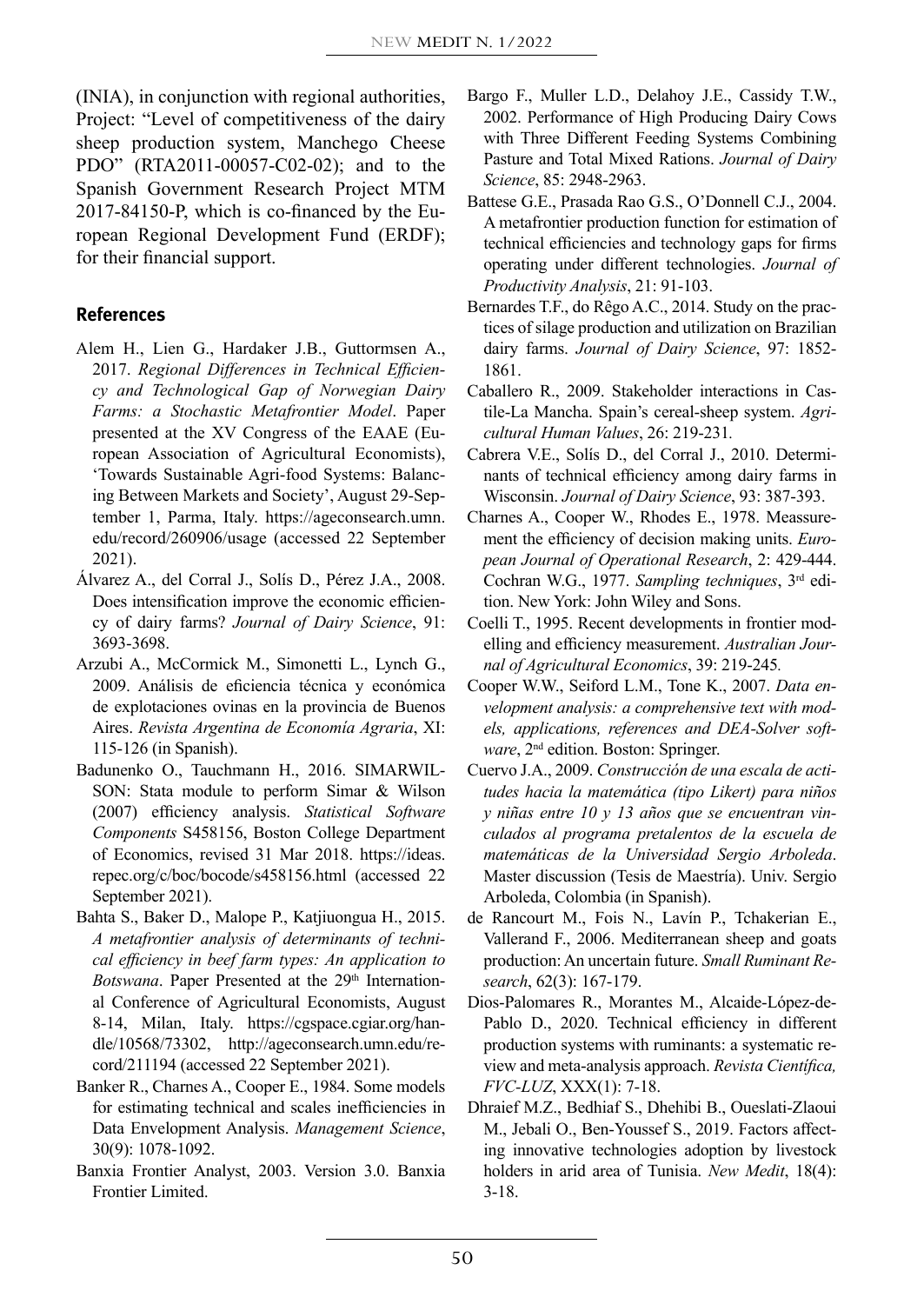(INIA), in conjunction with regional authorities, Project: "Level of competitiveness of the dairy sheep production system, Manchego Cheese PDO" (RTA2011-00057-C02-02); and to the Spanish Government Research Project MTM 2017-84150-P, which is co-financed by the European Regional Development Fund (ERDF); for their financial support.

## References

Alem H., Lien G., Hardaker J.B., Guttormsen A., 2017. *Regional Differences in Technical Efficiency and Technological Gap of Norwegian Dairy Farms: a Stochastic Metafrontier Model*. Paper presented at the XV Congress of the EAAE (European Association of Agricultural Economists), 'Towards Sustainable Agri-food Systems: Balancing Between Markets and Society', August 29-September 1, Parma, Italy. https://ageconsearch.umn.edu/record/260906/usage (accessed 22 September 2021).

Álvarez A., del Corral J., Solís D., Pérez J.A., 2008. Does intensification improve the economic efficiency of dairy farms? *Journal of Dairy Science*, 91: 3693-3698.

Arzubi A., McCormick M., Simonetti L., Lynch G., 2009. Análisis de eficiencia técnica y económica de explotaciones ovinas en la provincia de Buenos Aires. *Revista Argentina de Economía Agraria*, XI: 115-126 (in Spanish).

Badunenko O., Tauchmann H., 2016. SIMARWILSON: Stata module to perform Simar & Wilson (2007) efficiency analysis. *Statistical Software Components* S458156, Boston College Department of Economics, revised 31 Mar 2018. https://ideas.repec.org/c/boc/bocode/s458156.html (accessed 22 September 2021).

Bahta S., Baker D., Malope P., Katjiuongua H., 2015. *A metafrontier analysis of determinants of technical efficiency in beef farm types: An application to Botswana*. Paper Presented at the 29th International Conference of Agricultural Economists, August 8-14, Milan, Italy. https://cgspace.cgiar.org/handle/10568/73302, http://ageconsearch.umn.edu/record/211194 (accessed 22 September 2021).

Banker R., Charnes A., Cooper E., 1984. Some models for estimating technical and scales inefficiencies in Data Envelopment Analysis. *Management Science*, 30(9): 1078-1092.

Banxia Frontier Analyst, 2003. Version 3.0. Banxia Frontier Limited.

Bargo F., Muller L.D., Delahoy J.E., Cassidy T.W., 2002. Performance of High Producing Dairy Cows with Three Different Feeding Systems Combining Pasture and Total Mixed Rations. *Journal of Dairy Science*, 85: 2948-2963.

Battese G.E., Prasada Rao G.S., O'Donnell C.J., 2004. A metafrontier production function for estimation of technical efficiencies and technology gaps for firms operating under different technologies. *Journal of Productivity Analysis*, 21: 91-103.

Bernardes T.F., do Rêgo A.C., 2014. Study on the practices of silage production and utilization on Brazilian dairy farms. *Journal of Dairy Science*, 97: 1852-1861.

Caballero R., 2009. Stakeholder interactions in Castile-La Mancha. Spain's cereal-sheep system. *Agricultural Human Values*, 26: 219-231.

Cabrera V.E., Solís D., del Corral J., 2010. Determinants of technical efficiency among dairy farms in Wisconsin. *Journal of Dairy Science*, 93: 387-393.

Charnes A., Cooper W., Rhodes E., 1978. Meassurement the efficiency of decision making units. *European Journal of Operational Research*, 2: 429-444.

Cochran W.G., 1977. *Sampling techniques*, 3rd edition. New York: John Wiley and Sons.

Coelli T., 1995. Recent developments in frontier modelling and efficiency measurement. *Australian Journal of Agricultural Economics*, 39: 219-245.

Cooper W.W., Seiford L.M., Tone K., 2007. *Data envelopment analysis: a comprehensive text with models, applications, references and DEA-Solver software*, 2nd edition. Boston: Springer.

Cuervo J.A., 2009. *Construcción de una escala de actitudes hacia la matemática (tipo Likert) para niños y niñas entre 10 y 13 años que se encuentran vinculados al programa pretalentos de la escuela de matemáticas de la Universidad Sergio Arboleda*. Master discussion (Tesis de Maestría). Univ. Sergio Arboleda, Colombia (in Spanish).

de Rancourt M., Fois N., Lavín P., Tchakerian E., Vallerand F., 2006. Mediterranean sheep and goats production: An uncertain future. *Small Ruminant Research*, 62(3): 167-179.

Dios-Palomares R., Morantes M., Alcaide-López-de-Pablo D., 2020. Technical efficiency in different production systems with ruminants: a systematic review and meta-analysis approach. *Revista Científica, FVC-LUZ*, XXX(1): 7-18.

Dhraief M.Z., Bedhiaf S., Dhehibi B., Oueslati-Zlaoui M., Jebali O., Ben-Youssef S., 2019. Factors affecting innovative technologies adoption by livestock holders in arid area of Tunisia. *New Medit*, 18(4): 3-18.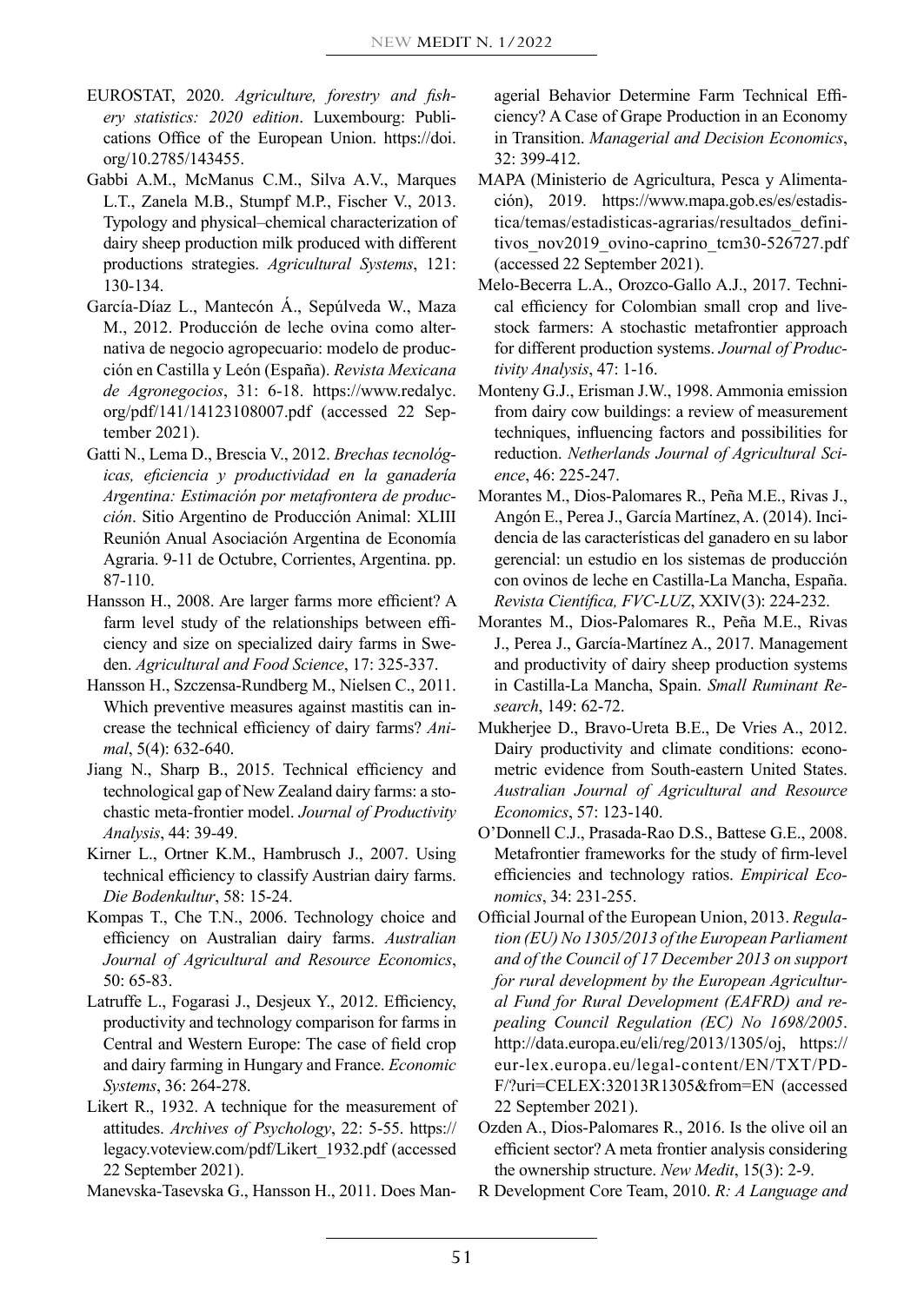EUROSTAT, 2020. *Agriculture, forestry and fishery statistics: 2020 edition*. Luxembourg: Publications Office of the European Union. https://doi.org/10.2785/143455.

Gabbi A.M., McManus C.M., Silva A.V., Marques L.T., Zanela M.B., Stumpf M.P., Fischer V., 2013. Typology and physical–chemical characterization of dairy sheep production milk produced with different productions strategies. *Agricultural Systems*, 121: 130-134.

García-Díaz L., Mantecón Á., Sepúlveda W., Maza M., 2012. Producción de leche ovina como alternativa de negocio agropecuario: modelo de producción en Castilla y León (España). *Revista Mexicana de Agronegocios*, 31: 6-18. https://www.redalyc.org/pdf/141/14123108007.pdf (accessed 22 September 2021).

Gatti N., Lema D., Brescia V., 2012. *Brechas tecnológicas, eficiencia y productividad en la ganadería Argentina: Estimación por metafrontera de producción*. Sitio Argentino de Producción Animal: XLIII Reunión Anual Asociación Argentina de Economía Agraria. 9-11 de Octubre, Corrientes, Argentina. pp. 87-110.

Hansson H., 2008. Are larger farms more efficient? A farm level study of the relationships between efficiency and size on specialized dairy farms in Sweden. *Agricultural and Food Science*, 17: 325-337.

Hansson H., Szczensa-Rundberg M., Nielsen C., 2011. Which preventive measures against mastitis can increase the technical efficiency of dairy farms? *Animal*, 5(4): 632-640.

Jiang N., Sharp B., 2015. Technical efficiency and technological gap of New Zealand dairy farms: a stochastic meta-frontier model. *Journal of Productivity Analysis*, 44: 39-49.

Kirner L., Ortner K.M., Hambrusch J., 2007. Using technical efficiency to classify Austrian dairy farms. *Die Bodenkultur*, 58: 15-24.

Kompas T., Che T.N., 2006. Technology choice and efficiency on Australian dairy farms. *Australian Journal of Agricultural and Resource Economics*, 50: 65-83.

Latruffe L., Fogarasi J., Desjeux Y., 2012. Efficiency, productivity and technology comparison for farms in Central and Western Europe: The case of field crop and dairy farming in Hungary and France. *Economic Systems*, 36: 264-278.

Likert R., 1932. A technique for the measurement of attitudes. *Archives of Psychology*, 22: 5-55. https://legacy.voteview.com/pdf/Likert_1932.pdf (accessed 22 September 2021).

Manevska-Tasevska G., Hansson H., 2011. Does Managerial Behavior Determine Farm Technical Efficiency? A Case of Grape Production in an Economy in Transition. *Managerial and Decision Economics*, 32: 399-412.

MAPA (Ministerio de Agricultura, Pesca y Alimentación), 2019. https://www.mapa.gob.es/es/estadistica/temas/estadisticas-agrarias/resultados_definitivos_nov2019_ovino-caprino_tcm30-526727.pdf (accessed 22 September 2021).

Melo-Becerra L.A., Orozco-Gallo A.J., 2017. Technical efficiency for Colombian small crop and livestock farmers: A stochastic metafrontier approach for different production systems. *Journal of Productivity Analysis*, 47: 1-16.

Monteny G.J., Erisman J.W., 1998. Ammonia emission from dairy cow buildings: a review of measurement techniques, influencing factors and possibilities for reduction. *Netherlands Journal of Agricultural Science*, 46: 225-247.

Morantes M., Dios-Palomares R., Peña M.E., Rivas J., Angón E., Perea J., García Martínez, A. (2014). Incidencia de las características del ganadero en su labor gerencial: un estudio en los sistemas de producción con ovinos de leche en Castilla-La Mancha, España. *Revista Científica, FVC-LUZ*, XXIV(3): 224-232.

Morantes M., Dios-Palomares R., Peña M.E., Rivas J., Perea J., García-Martínez A., 2017. Management and productivity of dairy sheep production systems in Castilla-La Mancha, Spain. *Small Ruminant Research*, 149: 62-72.

Mukherjee D., Bravo-Ureta B.E., De Vries A., 2012. Dairy productivity and climate conditions: econometric evidence from South-eastern United States. *Australian Journal of Agricultural and Resource Economics*, 57: 123-140.

O'Donnell C.J., Prasada-Rao D.S., Battese G.E., 2008. Metafrontier frameworks for the study of firm-level efficiencies and technology ratios. *Empirical Economics*, 34: 231-255.

Official Journal of the European Union, 2013. *Regulation (EU) No 1305/2013 of the European Parliament and of the Council of 17 December 2013 on support for rural development by the European Agricultural Fund for Rural Development (EAFRD) and repealing Council Regulation (EC) No 1698/2005*. http://data.europa.eu/eli/reg/2013/1305/oj, https://eur-lex.europa.eu/legal-content/EN/TXT/PDF/?uri=CELEX:32013R1305&from=EN (accessed 22 September 2021).

Ozden A., Dios-Palomares R., 2016. Is the olive oil an efficient sector? A meta frontier analysis considering the ownership structure. *New Medit*, 15(3): 2-9.

R Development Core Team, 2010. *R: A Language and*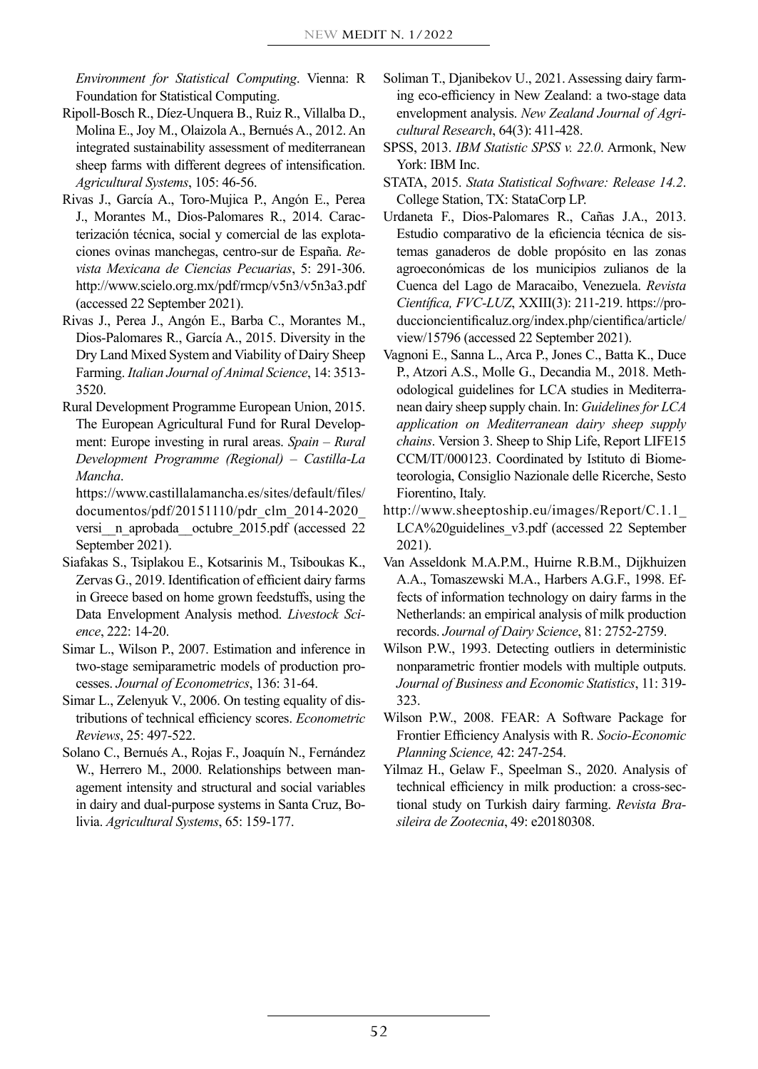*Environment for Statistical Computing*. Vienna: R Foundation for Statistical Computing.

Ripoll-Bosch R., Díez-Unquera B., Ruiz R., Villalba D., Molina E., Joy M., Olaizola A., Bernués A., 2012. An integrated sustainability assessment of mediterranean sheep farms with different degrees of intensification. *Agricultural Systems*, 105: 46-56.

Rivas J., García A., Toro-Mujica P., Angón E., Perea J., Morantes M., Dios-Palomares R., 2014. Caracterización técnica, social y comercial de las explotaciones ovinas manchegas, centro-sur de España. *Revista Mexicana de Ciencias Pecuarias*, 5: 291-306. http://www.scielo.org.mx/pdf/rmcp/v5n3/v5n3a3.pdf (accessed 22 September 2021).

Rivas J., Perea J., Angón E., Barba C., Morantes M., Dios-Palomares R., García A., 2015. Diversity in the Dry Land Mixed System and Viability of Dairy Sheep Farming. *Italian Journal of Animal Science*, 14: 3513-3520.

Rural Development Programme European Union, 2015. The European Agricultural Fund for Rural Development: Europe investing in rural areas. *Spain – Rural Development Programme (Regional) – Castilla-La Mancha*. https://www.castillalamancha.es/sites/default/files/documentos/pdf/20151110/pdr_clm_2014-2020_versi__n_aprobada__octubre_2015.pdf (accessed 22 September 2021).

Siafakas S., Tsiplakou E., Kotsarinis M., Tsiboukas K., Zervas G., 2019. Identification of efficient dairy farms in Greece based on home grown feedstuffs, using the Data Envelopment Analysis method. *Livestock Science*, 222: 14-20.

Simar L., Wilson P., 2007. Estimation and inference in two-stage semiparametric models of production processes. *Journal of Econometrics*, 136: 31-64.

Simar L., Zelenyuk V., 2006. On testing equality of distributions of technical efficiency scores. *Econometric Reviews*, 25: 497-522.

Solano C., Bernués A., Rojas F., Joaquín N., Fernández W., Herrero M., 2000. Relationships between management intensity and structural and social variables in dairy and dual-purpose systems in Santa Cruz, Bolivia. *Agricultural Systems*, 65: 159-177.

Soliman T., Djanibekov U., 2021. Assessing dairy farming eco-efficiency in New Zealand: a two-stage data envelopment analysis. *New Zealand Journal of Agricultural Research*, 64(3): 411-428.

SPSS, 2013. *IBM Statistic SPSS v. 22.0*. Armonk, New York: IBM Inc.

STATA, 2015. *Stata Statistical Software: Release 14.2*. College Station, TX: StataCorp LP.

Urdaneta F., Dios-Palomares R., Cañas J.A., 2013. Estudio comparativo de la eficiencia técnica de sistemas ganaderos de doble propósito en las zonas agroeconómicas de los municipios zulianos de la Cuenca del Lago de Maracaibo, Venezuela. *Revista Científica, FVC-LUZ*, XXIII(3): 211-219. https://produccioncientificaluz.org/index.php/cientifica/article/view/15796 (accessed 22 September 2021).

Vagnoni E., Sanna L., Arca P., Jones C., Batta K., Duce P., Atzori A.S., Molle G., Decandia M., 2018. Methodological guidelines for LCA studies in Mediterranean dairy sheep supply chain. In: *Guidelines for LCA application on Mediterranean dairy sheep supply chains*. Version 3. Sheep to Ship Life, Report LIFE15 CCM/IT/000123. Coordinated by Istituto di Biometeorologia, Consiglio Nazionale delle Ricerche, Sesto Fiorentino, Italy. http://www.sheeptoship.eu/images/Report/C.1.1_LCA%20guidelines_v3.pdf (accessed 22 September 2021).

Van Asseldonk M.A.P.M., Huirne R.B.M., Dijkhuizen A.A., Tomaszewski M.A., Harbers A.G.F., 1998. Effects of information technology on dairy farms in the Netherlands: an empirical analysis of milk production records. *Journal of Dairy Science*, 81: 2752-2759.

Wilson P.W., 1993. Detecting outliers in deterministic nonparametric frontier models with multiple outputs. *Journal of Business and Economic Statistics*, 11: 319-323.

Wilson P.W., 2008. FEAR: A Software Package for Frontier Efficiency Analysis with R. *Socio-Economic Planning Science,* 42: 247-254.

Yilmaz H., Gelaw F., Speelman S., 2020. Analysis of technical efficiency in milk production: a cross-sectional study on Turkish dairy farming. *Revista Brasileira de Zootecnia*, 49: e20180308.